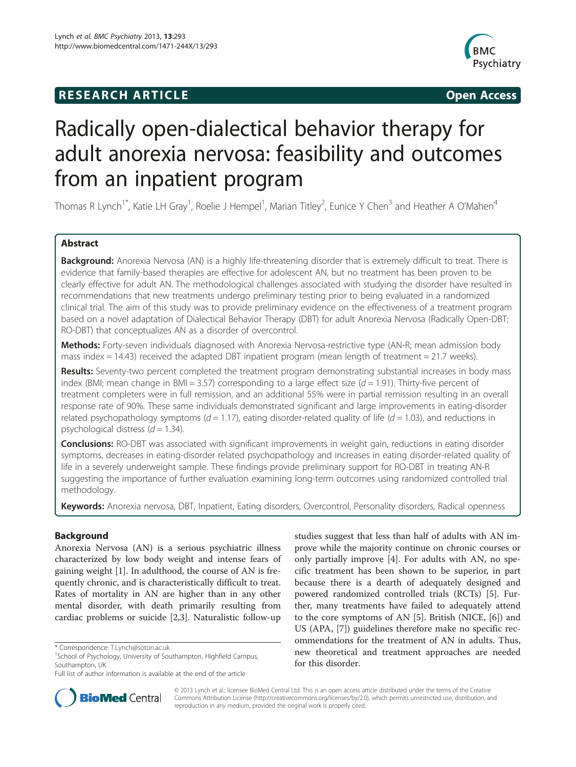RESEARCH ARTICLE

Open Access

# Radically open-dialectical behavior therapy for adult anorexia nervosa: feasibility and outcomes from an inpatient program

Thomas R Lynch[1*], Katie LH Gray[1], Roelie J Hempel[1], Marian Titley[2], Eunice Y Chen[3] and Heather A O'Mahen[4]

## Abstract

**Background:** Anorexia Nervosa (AN) is a highly life-threatening disorder that is extremely difficult to treat. There is evidence that family-based therapies are effective for adolescent AN, but no treatment has been proven to be clearly effective for adult AN. The methodological challenges associated with studying the disorder have resulted in recommendations that new treatments undergo preliminary testing prior to being evaluated in a randomized clinical trial. The aim of this study was to provide preliminary evidence on the effectiveness of a treatment program based on a novel adaptation of Dialectical Behavior Therapy (DBT) for adult Anorexia Nervosa (Radically Open-DBT; RO-DBT) that conceptualizes AN as a disorder of overcontrol.

**Methods:** Forty-seven individuals diagnosed with Anorexia Nervosa-restrictive type (AN-R; mean admission body mass index = 14.43) received the adapted DBT inpatient program (mean length of treatment = 21.7 weeks).

**Results:** Seventy-two percent completed the treatment program demonstrating substantial increases in body mass index (BMI; mean change in BMI = 3.57) corresponding to a large effect size ($d = 1.91$). Thirty-five percent of treatment completers were in full remission, and an additional 55% were in partial remission resulting in an overall response rate of 90%. These same individuals demonstrated significant and large improvements in eating-disorder related psychopathology symptoms ($d = 1.17$), eating disorder-related quality of life ($d = 1.03$), and reductions in psychological distress ($d = 1.34$).

**Conclusions:** RO-DBT was associated with significant improvements in weight gain, reductions in eating disorder symptoms, decreases in eating-disorder related psychopathology and increases in eating disorder-related quality of life in a severely underweight sample. These findings provide preliminary support for RO-DBT in treating AN-R suggesting the importance of further evaluation examining long-term outcomes using randomized controlled trial methodology.

**Keywords:** Anorexia nervosa, DBT, Inpatient, Eating disorders, Overcontrol, Personality disorders, Radical openness

## Background

Anorexia Nervosa (AN) is a serious psychiatric illness characterized by low body weight and intense fears of gaining weight [1]. In adulthood, the course of AN is frequently chronic, and is characteristically difficult to treat. Rates of mortality in AN are higher than in any other mental disorder, with death primarily resulting from cardiac problems or suicide [2,3]. Naturalistic follow-up studies suggest that less than half of adults with AN improve while the majority continue on chronic courses or only partially improve [4]. For adults with AN, no specific treatment has been shown to be superior, in part because there is a dearth of adequately designed and powered randomized controlled trials (RCTs) [5]. Further, many treatments have failed to adequately attend to the core symptoms of AN [5]. British (NICE, [6]) and US (APA, [7]) guidelines therefore make no specific recommendations for the treatment of AN in adults. Thus, new theoretical and treatment approaches are needed for this disorder.

* Correspondence: T.Lynch@soton.ac.uk
[1]School of Psychology, University of Southampton, Highfield Campus, Southampton, UK
Full list of author information is available at the end of the article

© 2013 Lynch et al.; licensee BioMed Central Ltd. This is an open access article distributed under the terms of the Creative Commons Attribution License (http://creativecommons.org/licenses/by/2.0), which permits unrestricted use, distribution, and reproduction in any medium, provided the original work is properly cited.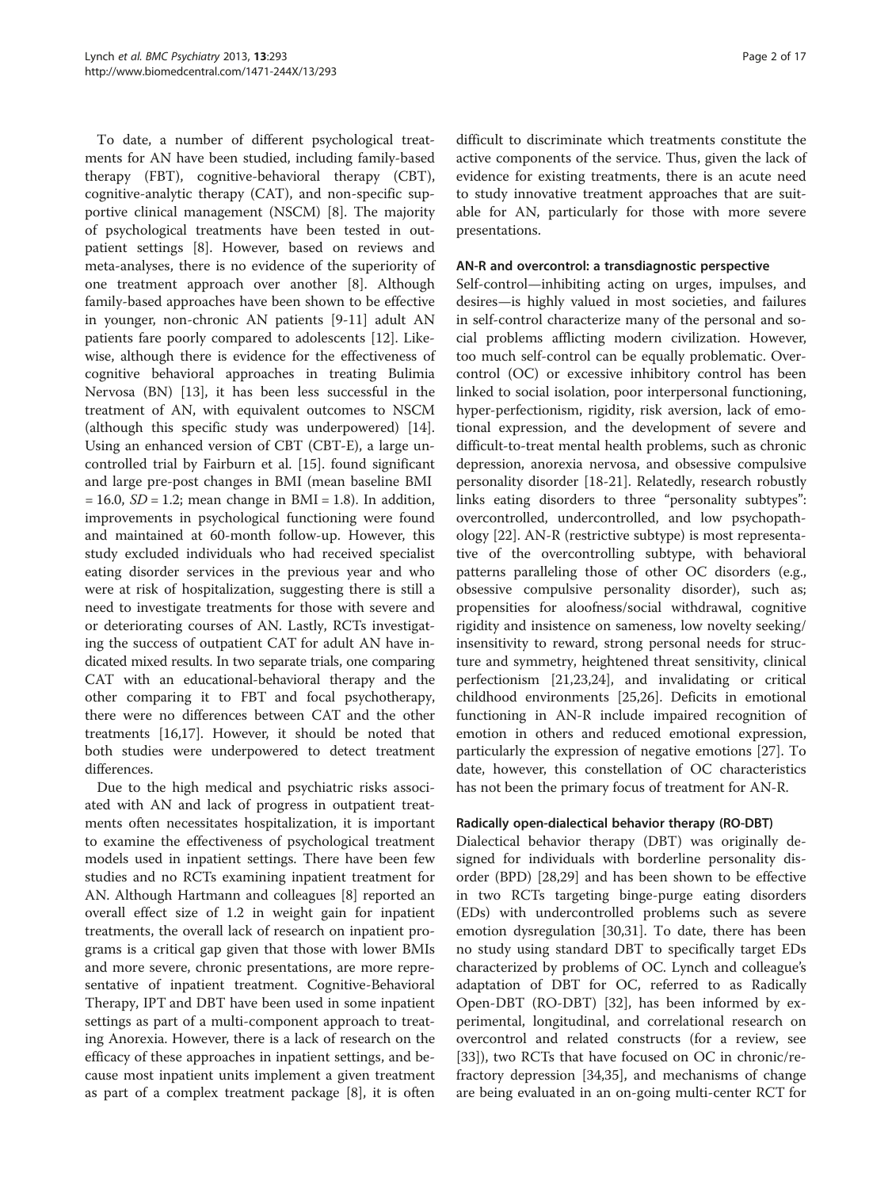To date, a number of different psychological treatments for AN have been studied, including family-based therapy (FBT), cognitive-behavioral therapy (CBT), cognitive-analytic therapy (CAT), and non-specific supportive clinical management (NSCM) [8]. The majority of psychological treatments have been tested in outpatient settings [8]. However, based on reviews and meta-analyses, there is no evidence of the superiority of one treatment approach over another [8]. Although family-based approaches have been shown to be effective in younger, non-chronic AN patients [9-11] adult AN patients fare poorly compared to adolescents [12]. Likewise, although there is evidence for the effectiveness of cognitive behavioral approaches in treating Bulimia Nervosa (BN) [13], it has been less successful in the treatment of AN, with equivalent outcomes to NSCM (although this specific study was underpowered) [14]. Using an enhanced version of CBT (CBT-E), a large uncontrolled trial by Fairburn et al. [15]. found significant and large pre-post changes in BMI (mean baseline BMI = 16.0, *SD* = 1.2; mean change in BMI = 1.8). In addition, improvements in psychological functioning were found and maintained at 60-month follow-up. However, this study excluded individuals who had received specialist eating disorder services in the previous year and who were at risk of hospitalization, suggesting there is still a need to investigate treatments for those with severe and or deteriorating courses of AN. Lastly, RCTs investigating the success of outpatient CAT for adult AN have indicated mixed results. In two separate trials, one comparing CAT with an educational-behavioral therapy and the other comparing it to FBT and focal psychotherapy, there were no differences between CAT and the other treatments [16,17]. However, it should be noted that both studies were underpowered to detect treatment differences.

Due to the high medical and psychiatric risks associated with AN and lack of progress in outpatient treatments often necessitates hospitalization, it is important to examine the effectiveness of psychological treatment models used in inpatient settings. There have been few studies and no RCTs examining inpatient treatment for AN. Although Hartmann and colleagues [8] reported an overall effect size of 1.2 in weight gain for inpatient treatments, the overall lack of research on inpatient programs is a critical gap given that those with lower BMIs and more severe, chronic presentations, are more representative of inpatient treatment. Cognitive-Behavioral Therapy, IPT and DBT have been used in some inpatient settings as part of a multi-component approach to treating Anorexia. However, there is a lack of research on the efficacy of these approaches in inpatient settings, and because most inpatient units implement a given treatment as part of a complex treatment package [8], it is often difficult to discriminate which treatments constitute the active components of the service. Thus, given the lack of evidence for existing treatments, there is an acute need to study innovative treatment approaches that are suitable for AN, particularly for those with more severe presentations.

### AN-R and overcontrol: a transdiagnostic perspective

Self-control—inhibiting acting on urges, impulses, and desires—is highly valued in most societies, and failures in self-control characterize many of the personal and social problems afflicting modern civilization. However, too much self-control can be equally problematic. Overcontrol (OC) or excessive inhibitory control has been linked to social isolation, poor interpersonal functioning, hyper-perfectionism, rigidity, risk aversion, lack of emotional expression, and the development of severe and difficult-to-treat mental health problems, such as chronic depression, anorexia nervosa, and obsessive compulsive personality disorder [18-21]. Relatedly, research robustly links eating disorders to three "personality subtypes": overcontrolled, undercontrolled, and low psychopathology [22]. AN-R (restrictive subtype) is most representative of the overcontrolling subtype, with behavioral patterns paralleling those of other OC disorders (e.g., obsessive compulsive personality disorder), such as; propensities for aloofness/social withdrawal, cognitive rigidity and insistence on sameness, low novelty seeking/insensitivity to reward, strong personal needs for structure and symmetry, heightened threat sensitivity, clinical perfectionism [21,23,24], and invalidating or critical childhood environments [25,26]. Deficits in emotional functioning in AN-R include impaired recognition of emotion in others and reduced emotional expression, particularly the expression of negative emotions [27]. To date, however, this constellation of OC characteristics has not been the primary focus of treatment for AN-R.

### Radically open-dialectical behavior therapy (RO-DBT)

Dialectical behavior therapy (DBT) was originally designed for individuals with borderline personality disorder (BPD) [28,29] and has been shown to be effective in two RCTs targeting binge-purge eating disorders (EDs) with undercontrolled problems such as severe emotion dysregulation [30,31]. To date, there has been no study using standard DBT to specifically target EDs characterized by problems of OC. Lynch and colleague's adaptation of DBT for OC, referred to as Radically Open-DBT (RO-DBT) [32], has been informed by experimental, longitudinal, and correlational research on overcontrol and related constructs (for a review, see [33]), two RCTs that have focused on OC in chronic/refractory depression [34,35], and mechanisms of change are being evaluated in an on-going multi-center RCT for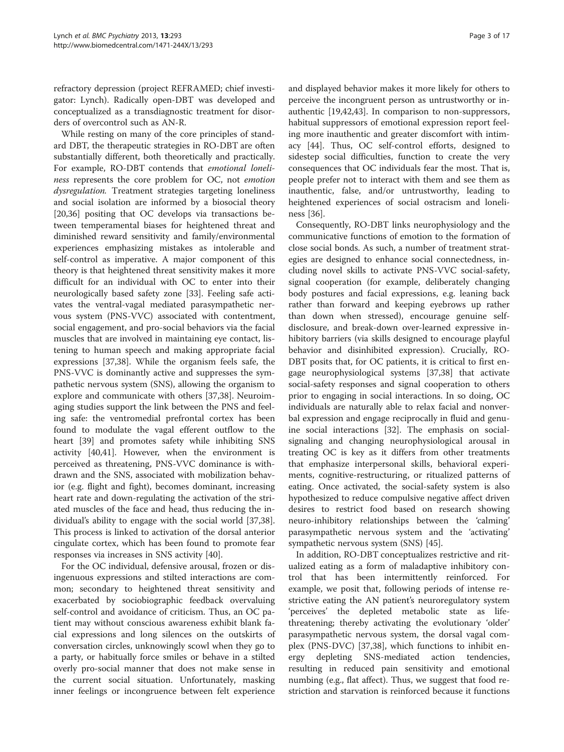refractory depression (project REFRAMED; chief investigator: Lynch). Radically open-DBT was developed and conceptualized as a transdiagnostic treatment for disorders of overcontrol such as AN-R.

While resting on many of the core principles of standard DBT, the therapeutic strategies in RO-DBT are often substantially different, both theoretically and practically. For example, RO-DBT contends that *emotional loneliness* represents the core problem for OC, not *emotion dysregulation*. Treatment strategies targeting loneliness and social isolation are informed by a biosocial theory [20,36] positing that OC develops via transactions between temperamental biases for heightened threat and diminished reward sensitivity and family/environmental experiences emphasizing mistakes as intolerable and self-control as imperative. A major component of this theory is that heightened threat sensitivity makes it more difficult for an individual with OC to enter into their neurologically based safety zone [33]. Feeling safe activates the ventral-vagal mediated parasympathetic nervous system (PNS-VVC) associated with contentment, social engagement, and pro-social behaviors via the facial muscles that are involved in maintaining eye contact, listening to human speech and making appropriate facial expressions [37,38]. While the organism feels safe, the PNS-VVC is dominantly active and suppresses the sympathetic nervous system (SNS), allowing the organism to explore and communicate with others [37,38]. Neuroimaging studies support the link between the PNS and feeling safe: the ventromedial prefrontal cortex has been found to modulate the vagal efferent outflow to the heart [39] and promotes safety while inhibiting SNS activity [40,41]. However, when the environment is perceived as threatening, PNS-VVC dominance is withdrawn and the SNS, associated with mobilization behavior (e.g. flight and fight), becomes dominant, increasing heart rate and down-regulating the activation of the striated muscles of the face and head, thus reducing the individual's ability to engage with the social world [37,38]. This process is linked to activation of the dorsal anterior cingulate cortex, which has been found to promote fear responses via increases in SNS activity [40].

For the OC individual, defensive arousal, frozen or disingenuous expressions and stilted interactions are common; secondary to heightened threat sensitivity and exacerbated by sociobiographic feedback overvaluing self-control and avoidance of criticism. Thus, an OC patient may without conscious awareness exhibit blank facial expressions and long silences on the outskirts of conversation circles, unknowingly scowl when they go to a party, or habitually force smiles or behave in a stilted overly pro-social manner that does not make sense in the current social situation. Unfortunately, masking inner feelings or incongruence between felt experience and displayed behavior makes it more likely for others to perceive the incongruent person as untrustworthy or inauthentic [19,42,43]. In comparison to non-suppressors, habitual suppressors of emotional expression report feeling more inauthentic and greater discomfort with intimacy [44]. Thus, OC self-control efforts, designed to sidestep social difficulties, function to create the very consequences that OC individuals fear the most. That is, people prefer not to interact with them and see them as inauthentic, false, and/or untrustworthy, leading to heightened experiences of social ostracism and loneliness [36].

Consequently, RO-DBT links neurophysiology and the communicative functions of emotion to the formation of close social bonds. As such, a number of treatment strategies are designed to enhance social connectedness, including novel skills to activate PNS-VVC social-safety, signal cooperation (for example, deliberately changing body postures and facial expressions, e.g. leaning back rather than forward and keeping eyebrows up rather than down when stressed), encourage genuine self-disclosure, and break-down over-learned expressive inhibitory barriers (via skills designed to encourage playful behavior and disinhibited expression). Crucially, RO-DBT posits that, for OC patients, it is critical to first engage neurophysiological systems [37,38] that activate social-safety responses and signal cooperation to others prior to engaging in social interactions. In so doing, OC individuals are naturally able to relax facial and nonverbal expression and engage reciprocally in fluid and genuine social interactions [32]. The emphasis on social-signaling and changing neurophysiological arousal in treating OC is key as it differs from other treatments that emphasize interpersonal skills, behavioral experiments, cognitive-restructuring, or ritualized patterns of eating. Once activated, the social-safety system is also hypothesized to reduce compulsive negative affect driven desires to restrict food based on research showing neuro-inhibitory relationships between the 'calming' parasympathetic nervous system and the 'activating' sympathetic nervous system (SNS) [45].

In addition, RO-DBT conceptualizes restrictive and ritualized eating as a form of maladaptive inhibitory control that has been intermittently reinforced. For example, we posit that, following periods of intense restrictive eating the AN patient's neuroregulatory system 'perceives' the depleted metabolic state as life-threatening; thereby activating the evolutionary 'older' parasympathetic nervous system, the dorsal vagal complex (PNS-DVC) [37,38], which functions to inhibit energy depleting SNS-mediated action tendencies, resulting in reduced pain sensitivity and emotional numbing (e.g., flat affect). Thus, we suggest that food restriction and starvation is reinforced because it functions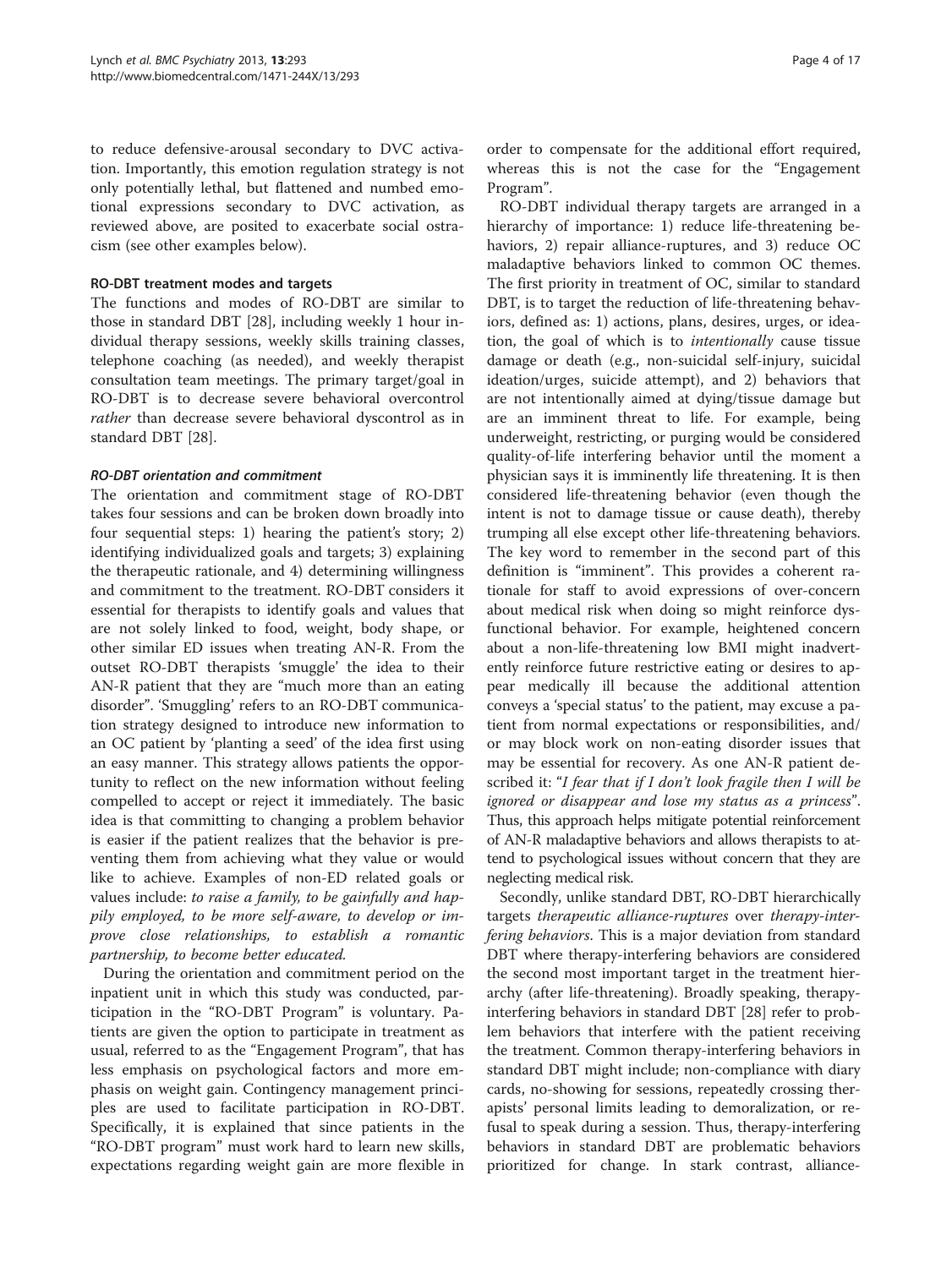to reduce defensive-arousal secondary to DVC activation. Importantly, this emotion regulation strategy is not only potentially lethal, but flattened and numbed emotional expressions secondary to DVC activation, as reviewed above, are posited to exacerbate social ostracism (see other examples below).

### RO-DBT treatment modes and targets

The functions and modes of RO-DBT are similar to those in standard DBT [28], including weekly 1 hour individual therapy sessions, weekly skills training classes, telephone coaching (as needed), and weekly therapist consultation team meetings. The primary target/goal in RO-DBT is to decrease severe behavioral overcontrol *rather* than decrease severe behavioral dyscontrol as in standard DBT [28].

#### *RO-DBT orientation and commitment*

The orientation and commitment stage of RO-DBT takes four sessions and can be broken down broadly into four sequential steps: 1) hearing the patient's story; 2) identifying individualized goals and targets; 3) explaining the therapeutic rationale, and 4) determining willingness and commitment to the treatment. RO-DBT considers it essential for therapists to identify goals and values that are not solely linked to food, weight, body shape, or other similar ED issues when treating AN-R. From the outset RO-DBT therapists 'smuggle' the idea to their AN-R patient that they are "much more than an eating disorder". 'Smuggling' refers to an RO-DBT communication strategy designed to introduce new information to an OC patient by 'planting a seed' of the idea first using an easy manner. This strategy allows patients the opportunity to reflect on the new information without feeling compelled to accept or reject it immediately. The basic idea is that committing to changing a problem behavior is easier if the patient realizes that the behavior is preventing them from achieving what they value or would like to achieve. Examples of non-ED related goals or values include: *to raise a family, to be gainfully and happily employed, to be more self-aware, to develop or improve close relationships, to establish a romantic partnership, to become better educated.*

During the orientation and commitment period on the inpatient unit in which this study was conducted, participation in the "RO-DBT Program" is voluntary. Patients are given the option to participate in treatment as usual, referred to as the "Engagement Program", that has less emphasis on psychological factors and more emphasis on weight gain. Contingency management principles are used to facilitate participation in RO-DBT. Specifically, it is explained that since patients in the "RO-DBT program" must work hard to learn new skills, expectations regarding weight gain are more flexible in order to compensate for the additional effort required, whereas this is not the case for the "Engagement Program".

RO-DBT individual therapy targets are arranged in a hierarchy of importance: 1) reduce life-threatening behaviors, 2) repair alliance-ruptures, and 3) reduce OC maladaptive behaviors linked to common OC themes. The first priority in treatment of OC, similar to standard DBT, is to target the reduction of life-threatening behaviors, defined as: 1) actions, plans, desires, urges, or ideation, the goal of which is to *intentionally* cause tissue damage or death (e.g., non-suicidal self-injury, suicidal ideation/urges, suicide attempt), and 2) behaviors that are not intentionally aimed at dying/tissue damage but are an imminent threat to life. For example, being underweight, restricting, or purging would be considered quality-of-life interfering behavior until the moment a physician says it is imminently life threatening. It is then considered life-threatening behavior (even though the intent is not to damage tissue or cause death), thereby trumping all else except other life-threatening behaviors. The key word to remember in the second part of this definition is "imminent". This provides a coherent rationale for staff to avoid expressions of over-concern about medical risk when doing so might reinforce dysfunctional behavior. For example, heightened concern about a non-life-threatening low BMI might inadvertently reinforce future restrictive eating or desires to appear medically ill because the additional attention conveys a 'special status' to the patient, may excuse a patient from normal expectations or responsibilities, and/or may block work on non-eating disorder issues that may be essential for recovery. As one AN-R patient described it: "*I fear that if I don't look fragile then I will be ignored or disappear and lose my status as a princess*". Thus, this approach helps mitigate potential reinforcement of AN-R maladaptive behaviors and allows therapists to attend to psychological issues without concern that they are neglecting medical risk.

Secondly, unlike standard DBT, RO-DBT hierarchically targets *therapeutic alliance-ruptures* over *therapy-interfering behaviors*. This is a major deviation from standard DBT where therapy-interfering behaviors are considered the second most important target in the treatment hierarchy (after life-threatening). Broadly speaking, therapy-interfering behaviors in standard DBT [28] refer to problem behaviors that interfere with the patient receiving the treatment. Common therapy-interfering behaviors in standard DBT might include; non-compliance with diary cards, no-showing for sessions, repeatedly crossing therapists' personal limits leading to demoralization, or refusal to speak during a session. Thus, therapy-interfering behaviors in standard DBT are problematic behaviors prioritized for change. In stark contrast, alliance-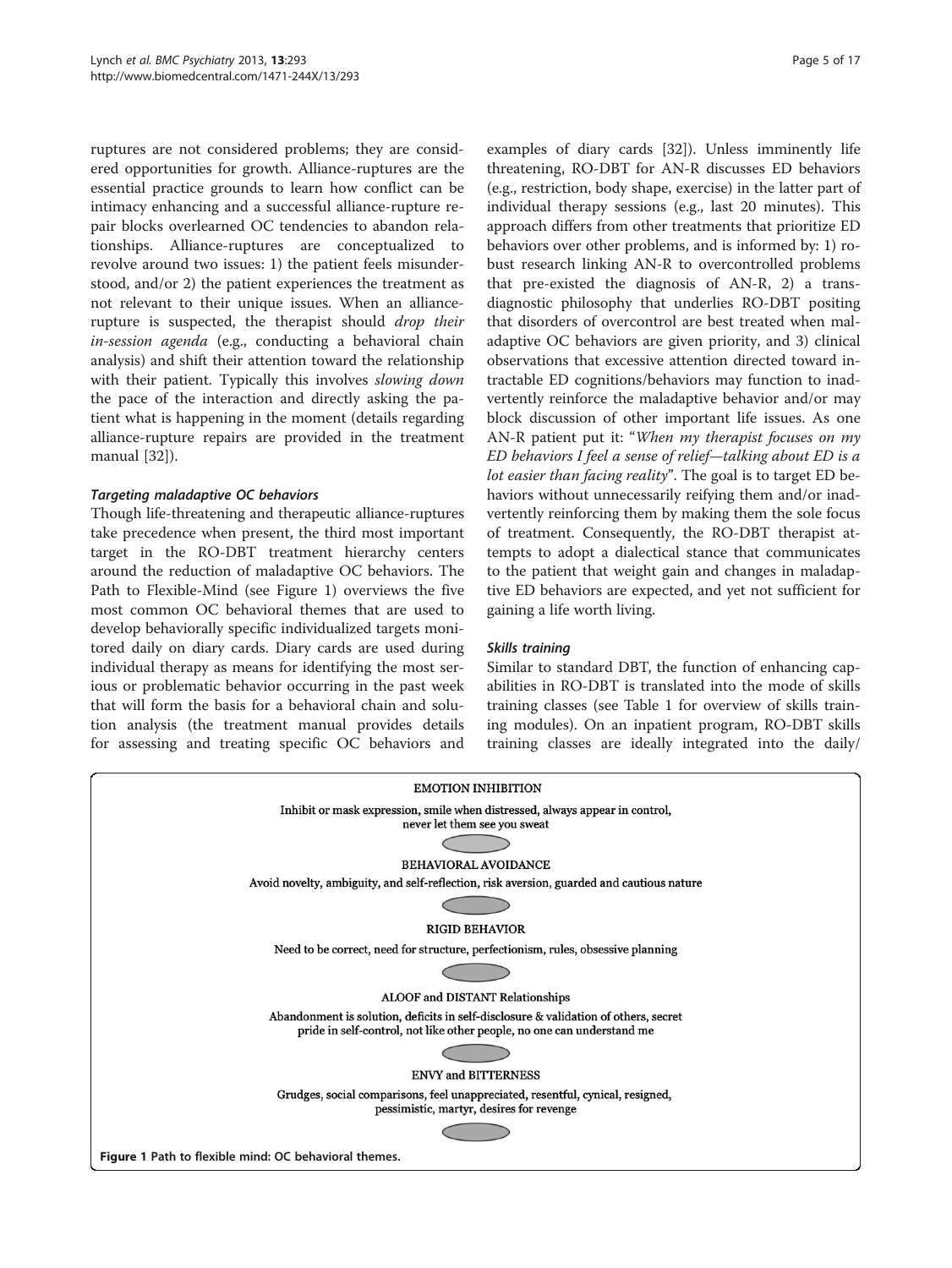ruptures are not considered problems; they are considered opportunities for growth. Alliance-ruptures are the essential practice grounds to learn how conflict can be intimacy enhancing and a successful alliance-rupture repair blocks overlearned OC tendencies to abandon relationships. Alliance-ruptures are conceptualized to revolve around two issues: 1) the patient feels misunderstood, and/or 2) the patient experiences the treatment as not relevant to their unique issues. When an alliance-rupture is suspected, the therapist should *drop their in-session agenda* (e.g., conducting a behavioral chain analysis) and shift their attention toward the relationship with their patient. Typically this involves *slowing down* the pace of the interaction and directly asking the patient what is happening in the moment (details regarding alliance-rupture repairs are provided in the treatment manual [32]).

#### *Targeting maladaptive OC behaviors*

Though life-threatening and therapeutic alliance-ruptures take precedence when present, the third most important target in the RO-DBT treatment hierarchy centers around the reduction of maladaptive OC behaviors. The Path to Flexible-Mind (see Figure 1) overviews the five most common OC behavioral themes that are used to develop behaviorally specific individualized targets monitored daily on diary cards. Diary cards are used during individual therapy as means for identifying the most serious or problematic behavior occurring in the past week that will form the basis for a behavioral chain and solution analysis (the treatment manual provides details for assessing and treating specific OC behaviors and examples of diary cards [32]). Unless imminently life threatening, RO-DBT for AN-R discusses ED behaviors (e.g., restriction, body shape, exercise) in the latter part of individual therapy sessions (e.g., last 20 minutes). This approach differs from other treatments that prioritize ED behaviors over other problems, and is informed by: 1) robust research linking AN-R to overcontrolled problems that pre-existed the diagnosis of AN-R, 2) a transdiagnostic philosophy that underlies RO-DBT positing that disorders of overcontrol are best treated when maladaptive OC behaviors are given priority, and 3) clinical observations that excessive attention directed toward intractable ED cognitions/behaviors may function to inadvertently reinforce the maladaptive behavior and/or may block discussion of other important life issues. As one AN-R patient put it: "*When my therapist focuses on my ED behaviors I feel a sense of relief—talking about ED is a lot easier than facing reality*". The goal is to target ED behaviors without unnecessarily reifying them and/or inadvertently reinforcing them by making them the sole focus of treatment. Consequently, the RO-DBT therapist attempts to adopt a dialectical stance that communicates to the patient that weight gain and changes in maladaptive ED behaviors are expected, and yet not sufficient for gaining a life worth living.

#### *Skills training*

Similar to standard DBT, the function of enhancing capabilities in RO-DBT is translated into the mode of skills training classes (see Table 1 for overview of skills training modules). On an inpatient program, RO-DBT skills training classes are ideally integrated into the daily/

EMOTION INHIBITION

Inhibit or mask expression, smile when distressed, always appear in control, never let them see you sweat

BEHAVIORAL AVOIDANCE

Avoid novelty, ambiguity, and self-reflection, risk aversion, guarded and cautious nature

RIGID BEHAVIOR

Need to be correct, need for structure, perfectionism, rules, obsessive planning

ALOOF and DISTANT Relationships

Abandonment is solution, deficits in self-disclosure & validation of others, secret pride in self-control, not like other people, no one can understand me

ENVY and BITTERNESS

Grudges, social comparisons, feel unappreciated, resentful, cynical, resigned, pessimistic, martyr, desires for revenge

**Figure 1** Path to flexible mind: OC behavioral themes.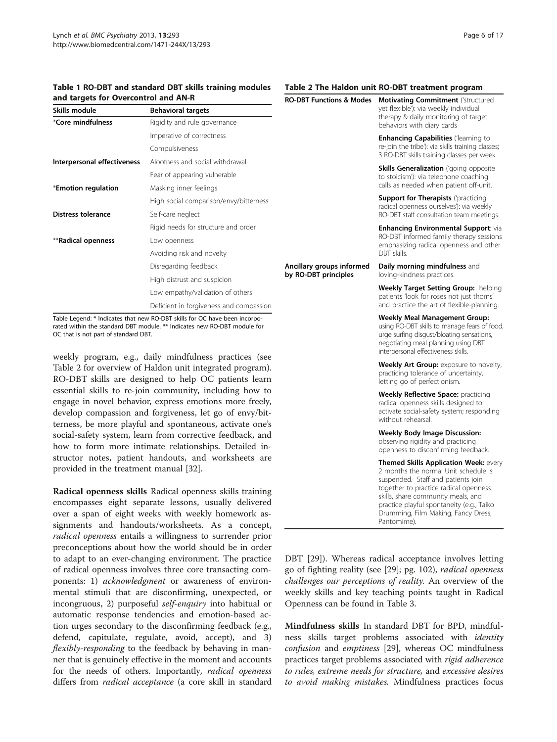**Table 1 RO-DBT and standard DBT skills training modules and targets for Overcontrol and AN-R**

| Skills module | Behavioral targets |
|---|---|
| *Core mindfulness | Rigidity and rule governance |
| | Imperative of correctness |
| | Compulsiveness |
| Interpersonal effectiveness | Aloofness and social withdrawal |
| | Fear of appearing vulnerable |
| *Emotion regulation | Masking inner feelings |
| | High social comparison/envy/bitterness |
| Distress tolerance | Self-care neglect |
| | Rigid needs for structure and order |
| **Radical openness | Low openness |
| | Avoiding risk and novelty |
| | Disregarding feedback |
| | High distrust and suspicion |
| | Low empathy/validation of others |
| | Deficient in forgiveness and compassion |

Table Legend: * Indicates that new RO-DBT skills for OC have been incorporated within the standard DBT module. ** Indicates new RO-DBT module for OC that is not part of standard DBT.

**Table 2 The Haldon unit RO-DBT treatment program**

| | |
|---|---|
| RO-DBT Functions & Modes | **Motivating Commitment** ('structured yet flexible'): via weekly individual therapy & daily monitoring of target behaviors with diary cards |
| | **Enhancing Capabilities** ('learning to re-join the tribe'): via skills training classes; 3 RO-DBT skills training classes per week. |
| | **Skills Generalization** ('going opposite to stoicism'): via telephone coaching calls as needed when patient off-unit. |
| | **Support for Therapists** ('practicing radical openness ourselves'): via weekly RO-DBT staff consultation team meetings. |
| | **Enhancing Environmental Support**: via RO-DBT informed family therapy sessions emphasizing radical openness and other DBT skills. |
| Ancillary groups informed by RO-DBT principles | **Daily morning mindfulness** and loving-kindness practices. |
| | **Weekly Target Setting Group:** helping patients 'look for roses not just thorns' and practice the art of flexible-planning. |
| | **Weekly Meal Management Group:** using RO-DBT skills to manage fears of food, urge surfing disgust/bloating sensations, negotiating meal planning using DBT interpersonal effectiveness skills. |
| | **Weekly Art Group:** exposure to novelty, practicing tolerance of uncertainty, letting go of perfectionism. |
| | **Weekly Reflective Space:** practicing radical openness skills designed to activate social-safety system; responding without rehearsal. |
| | **Weekly Body Image Discussion:** observing rigidity and practicing openness to disconfirming feedback. |
| | **Themed Skills Application Week:** every 2 months the normal Unit schedule is suspended. Staff and patients join together to practice radical openness skills, share community meals, and practice playful spontaneity (e.g., Taiko Drumming, Film Making, Fancy Dress, Pantomime). |

weekly program, e.g., daily mindfulness practices (see Table 2 for overview of Haldon unit integrated program). RO-DBT skills are designed to help OC patients learn essential skills to re-join community, including how to engage in novel behavior, express emotions more freely, develop compassion and forgiveness, let go of envy/bitterness, be more playful and spontaneous, activate one's social-safety system, learn from corrective feedback, and how to form more intimate relationships. Detailed instructor notes, patient handouts, and worksheets are provided in the treatment manual [32].

**Radical openness skills** Radical openness skills training encompasses eight separate lessons, usually delivered over a span of eight weeks with weekly homework assignments and handouts/worksheets. As a concept, *radical openness* entails a willingness to surrender prior preconceptions about how the world should be in order to adapt to an ever-changing environment. The practice of radical openness involves three core transacting components: 1) *acknowledgment* or awareness of environmental stimuli that are disconfirming, unexpected, or incongruous, 2) purposeful *self-enquiry* into habitual or automatic response tendencies and emotion-based action urges secondary to the disconfirming feedback (e.g., defend, capitulate, regulate, avoid, accept), and 3) *flexibly-responding* to the feedback by behaving in manner that is genuinely effective in the moment and accounts for the needs of others. Importantly, *radical openness* differs from *radical acceptance* (a core skill in standard DBT [29]). Whereas radical acceptance involves letting go of fighting reality (see [29]; pg. 102), *radical openness challenges our perceptions of reality.* An overview of the weekly skills and key teaching points taught in Radical Openness can be found in Table 3.

**Mindfulness skills** In standard DBT for BPD, mindfulness skills target problems associated with *identity confusion* and *emptiness* [29], whereas OC mindfulness practices target problems associated with *rigid adherence to rules, extreme needs for structure,* and *excessive desires to avoid making mistakes.* Mindfulness practices focus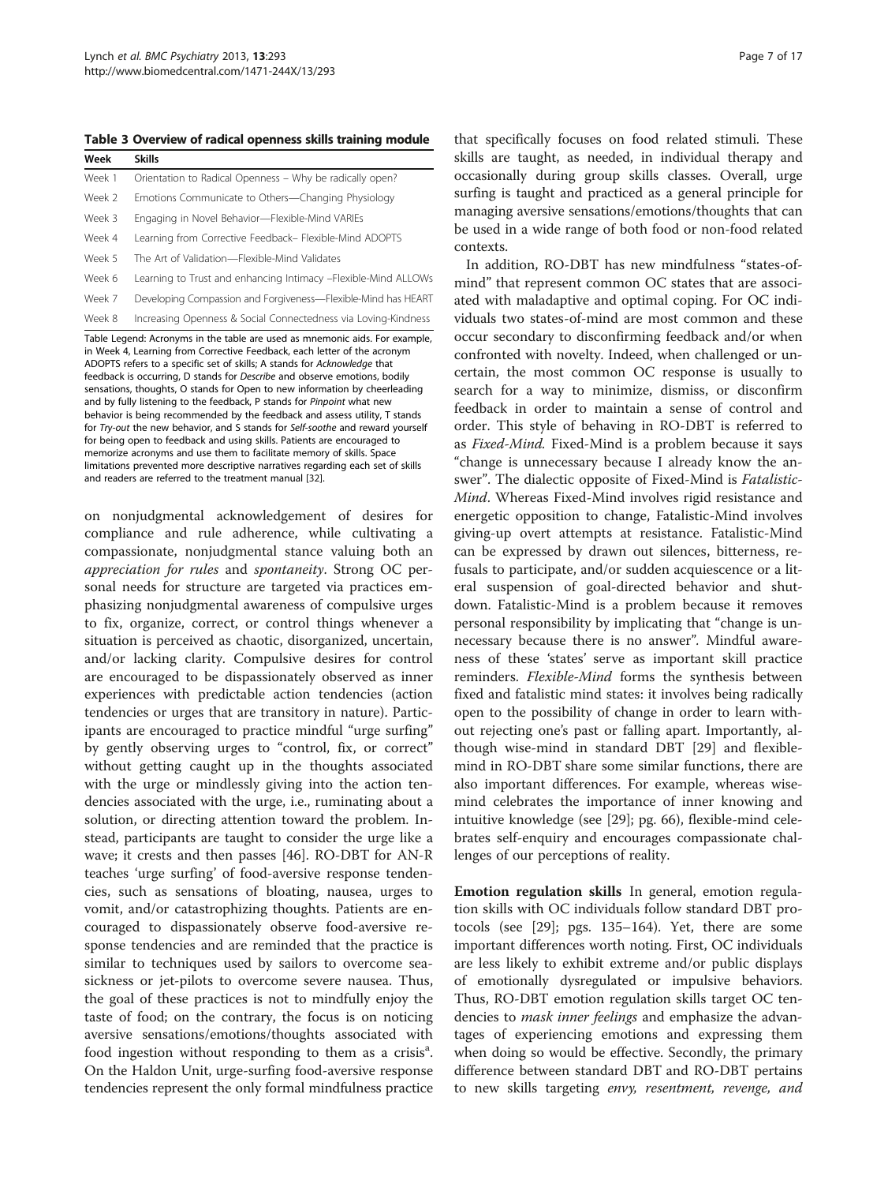**Table 3 Overview of radical openness skills training module**

| Week | Skills |
|---|---|
| Week 1 | Orientation to Radical Openness – Why be radically open? |
| Week 2 | Emotions Communicate to Others—Changing Physiology |
| Week 3 | Engaging in Novel Behavior—Flexible-Mind VARIEs |
| Week 4 | Learning from Corrective Feedback– Flexible-Mind ADOPTS |
| Week 5 | The Art of Validation—Flexible-Mind Validates |
| Week 6 | Learning to Trust and enhancing Intimacy –Flexible-Mind ALLOWs |
| Week 7 | Developing Compassion and Forgiveness—Flexible-Mind has HEART |
| Week 8 | Increasing Openness & Social Connectedness via Loving-Kindness |

Table Legend: Acronyms in the table are used as mnemonic aids. For example, in Week 4, Learning from Corrective Feedback, each letter of the acronym ADOPTS refers to a specific set of skills; A stands for *Acknowledge* that feedback is occurring, D stands for *Describe* and observe emotions, bodily sensations, thoughts, O stands for Open to new information by cheerleading and by fully listening to the feedback, P stands for *Pinpoint* what new behavior is being recommended by the feedback and assess utility, T stands for *Try-out* the new behavior, and S stands for *Self-soothe* and reward yourself for being open to feedback and using skills. Patients are encouraged to memorize acronyms and use them to facilitate memory of skills. Space limitations prevented more descriptive narratives regarding each set of skills and readers are referred to the treatment manual [32].

on nonjudgmental acknowledgement of desires for compliance and rule adherence, while cultivating a compassionate, nonjudgmental stance valuing both an *appreciation for rules* and *spontaneity*. Strong OC personal needs for structure are targeted via practices emphasizing nonjudgmental awareness of compulsive urges to fix, organize, correct, or control things whenever a situation is perceived as chaotic, disorganized, uncertain, and/or lacking clarity. Compulsive desires for control are encouraged to be dispassionately observed as inner experiences with predictable action tendencies (action tendencies or urges that are transitory in nature). Participants are encouraged to practice mindful "urge surfing" by gently observing urges to "control, fix, or correct" without getting caught up in the thoughts associated with the urge or mindlessly giving into the action tendencies associated with the urge, i.e., ruminating about a solution, or directing attention toward the problem. Instead, participants are taught to consider the urge like a wave; it crests and then passes [46]. RO-DBT for AN-R teaches 'urge surfing' of food-aversive response tendencies, such as sensations of bloating, nausea, urges to vomit, and/or catastrophizing thoughts. Patients are encouraged to dispassionately observe food-aversive response tendencies and are reminded that the practice is similar to techniques used by sailors to overcome seasickness or jet-pilots to overcome severe nausea. Thus, the goal of these practices is not to mindfully enjoy the taste of food; on the contrary, the focus is on noticing aversive sensations/emotions/thoughts associated with food ingestion without responding to them as a crisis[a]. On the Haldon Unit, urge-surfing food-aversive response tendencies represent the only formal mindfulness practice that specifically focuses on food related stimuli. These skills are taught, as needed, in individual therapy and occasionally during group skills classes. Overall, urge surfing is taught and practiced as a general principle for managing aversive sensations/emotions/thoughts that can be used in a wide range of both food or non-food related contexts.

In addition, RO-DBT has new mindfulness "states-of-mind" that represent common OC states that are associated with maladaptive and optimal coping. For OC individuals two states-of-mind are most common and these occur secondary to disconfirming feedback and/or when confronted with novelty. Indeed, when challenged or uncertain, the most common OC response is usually to search for a way to minimize, dismiss, or disconfirm feedback in order to maintain a sense of control and order. This style of behaving in RO-DBT is referred to as *Fixed-Mind*. Fixed-Mind is a problem because it says "change is unnecessary because I already know the answer". The dialectic opposite of Fixed-Mind is *Fatalistic-Mind*. Whereas Fixed-Mind involves rigid resistance and energetic opposition to change, Fatalistic-Mind involves giving-up overt attempts at resistance. Fatalistic-Mind can be expressed by drawn out silences, bitterness, refusals to participate, and/or sudden acquiescence or a literal suspension of goal-directed behavior and shutdown. Fatalistic-Mind is a problem because it removes personal responsibility by implicating that "change is unnecessary because there is no answer". Mindful awareness of these 'states' serve as important skill practice reminders. *Flexible-Mind* forms the synthesis between fixed and fatalistic mind states: it involves being radically open to the possibility of change in order to learn without rejecting one's past or falling apart. Importantly, although wise-mind in standard DBT [29] and flexible-mind in RO-DBT share some similar functions, there are also important differences. For example, whereas wise-mind celebrates the importance of inner knowing and intuitive knowledge (see [29]; pg. 66), flexible-mind celebrates self-enquiry and encourages compassionate challenges of our perceptions of reality.

**Emotion regulation skills** In general, emotion regulation skills with OC individuals follow standard DBT protocols (see [29]; pgs. 135–164). Yet, there are some important differences worth noting. First, OC individuals are less likely to exhibit extreme and/or public displays of emotionally dysregulated or impulsive behaviors. Thus, RO-DBT emotion regulation skills target OC tendencies to *mask inner feelings* and emphasize the advantages of experiencing emotions and expressing them when doing so would be effective. Secondly, the primary difference between standard DBT and RO-DBT pertains to new skills targeting *envy, resentment, revenge, and*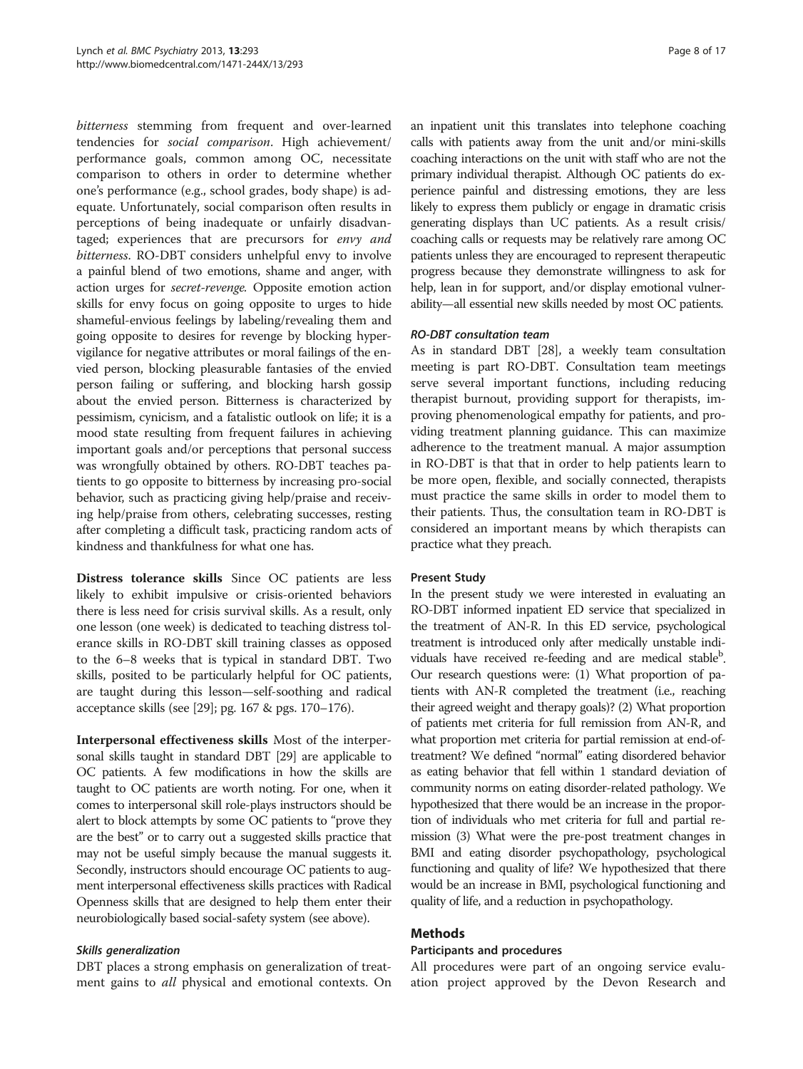*bitterness* stemming from frequent and over-learned tendencies for *social comparison*. High achievement/performance goals, common among OC, necessitate comparison to others in order to determine whether one's performance (e.g., school grades, body shape) is adequate. Unfortunately, social comparison often results in perceptions of being inadequate or unfairly disadvantaged; experiences that are precursors for *envy and bitterness*. RO-DBT considers unhelpful envy to involve a painful blend of two emotions, shame and anger, with action urges for *secret-revenge.* Opposite emotion action skills for envy focus on going opposite to urges to hide shameful-envious feelings by labeling/revealing them and going opposite to desires for revenge by blocking hypervigilance for negative attributes or moral failings of the envied person, blocking pleasurable fantasies of the envied person failing or suffering, and blocking harsh gossip about the envied person. Bitterness is characterized by pessimism, cynicism, and a fatalistic outlook on life; it is a mood state resulting from frequent failures in achieving important goals and/or perceptions that personal success was wrongfully obtained by others. RO-DBT teaches patients to go opposite to bitterness by increasing pro-social behavior, such as practicing giving help/praise and receiving help/praise from others, celebrating successes, resting after completing a difficult task, practicing random acts of kindness and thankfulness for what one has.

**Distress tolerance skills** Since OC patients are less likely to exhibit impulsive or crisis-oriented behaviors there is less need for crisis survival skills. As a result, only one lesson (one week) is dedicated to teaching distress tolerance skills in RO-DBT skill training classes as opposed to the 6–8 weeks that is typical in standard DBT. Two skills, posited to be particularly helpful for OC patients, are taught during this lesson—self-soothing and radical acceptance skills (see [29]; pg. 167 & pgs. 170–176).

**Interpersonal effectiveness skills** Most of the interpersonal skills taught in standard DBT [29] are applicable to OC patients. A few modifications in how the skills are taught to OC patients are worth noting. For one, when it comes to interpersonal skill role-plays instructors should be alert to block attempts by some OC patients to "prove they are the best" or to carry out a suggested skills practice that may not be useful simply because the manual suggests it. Secondly, instructors should encourage OC patients to augment interpersonal effectiveness skills practices with Radical Openness skills that are designed to help them enter their neurobiologically based social-safety system (see above).

#### *Skills generalization*

DBT places a strong emphasis on generalization of treatment gains to *all* physical and emotional contexts. On an inpatient unit this translates into telephone coaching calls with patients away from the unit and/or mini-skills coaching interactions on the unit with staff who are not the primary individual therapist. Although OC patients do experience painful and distressing emotions, they are less likely to express them publicly or engage in dramatic crisis generating displays than UC patients. As a result crisis/coaching calls or requests may be relatively rare among OC patients unless they are encouraged to represent therapeutic progress because they demonstrate willingness to ask for help, lean in for support, and/or display emotional vulnerability—all essential new skills needed by most OC patients.

#### *RO-DBT consultation team*

As in standard DBT [28], a weekly team consultation meeting is part RO-DBT. Consultation team meetings serve several important functions, including reducing therapist burnout, providing support for therapists, improving phenomenological empathy for patients, and providing treatment planning guidance. This can maximize adherence to the treatment manual. A major assumption in RO-DBT is that that in order to help patients learn to be more open, flexible, and socially connected, therapists must practice the same skills in order to model them to their patients. Thus, the consultation team in RO-DBT is considered an important means by which therapists can practice what they preach.

### Present Study

In the present study we were interested in evaluating an RO-DBT informed inpatient ED service that specialized in the treatment of AN-R. In this ED service, psychological treatment is introduced only after medically unstable individuals have received re-feeding and are medical stable[b]. Our research questions were: (1) What proportion of patients with AN-R completed the treatment (i.e., reaching their agreed weight and therapy goals)? (2) What proportion of patients met criteria for full remission from AN-R, and what proportion met criteria for partial remission at end-of-treatment? We defined "normal" eating disordered behavior as eating behavior that fell within 1 standard deviation of community norms on eating disorder-related pathology. We hypothesized that there would be an increase in the proportion of individuals who met criteria for full and partial remission (3) What were the pre-post treatment changes in BMI and eating disorder psychopathology, psychological functioning and quality of life? We hypothesized that there would be an increase in BMI, psychological functioning and quality of life, and a reduction in psychopathology.

## Methods

### Participants and procedures

All procedures were part of an ongoing service evaluation project approved by the Devon Research and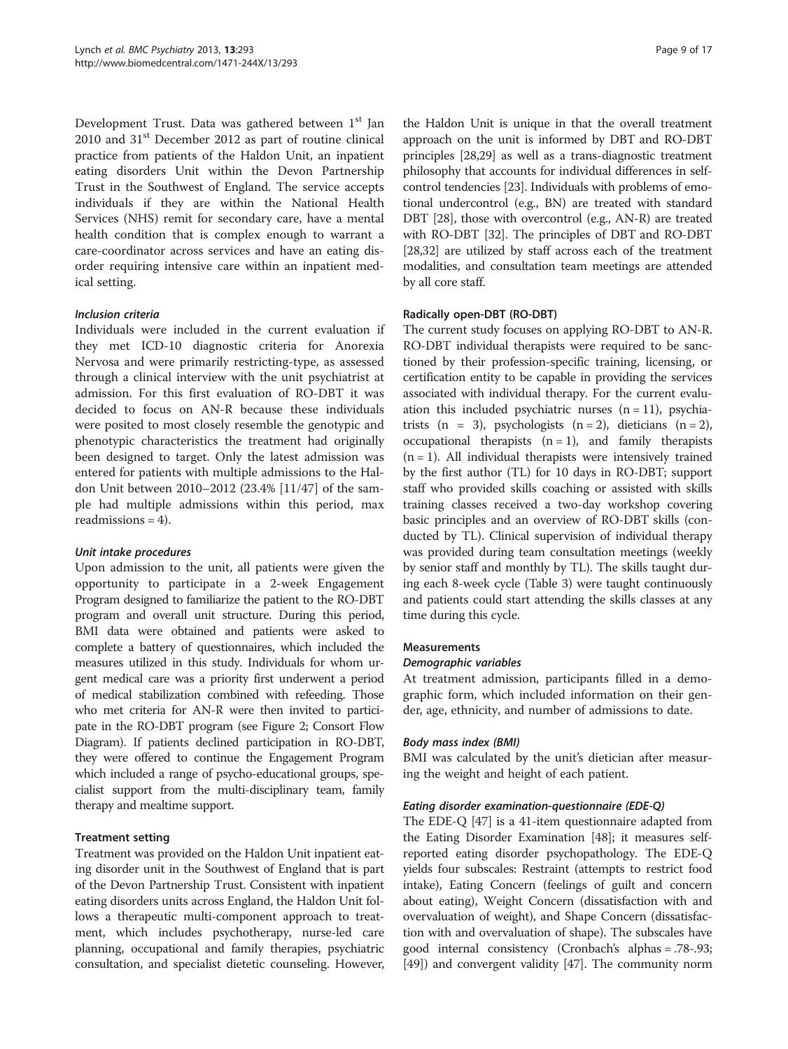Development Trust. Data was gathered between 1st Jan 2010 and 31st December 2012 as part of routine clinical practice from patients of the Haldon Unit, an inpatient eating disorders Unit within the Devon Partnership Trust in the Southwest of England. The service accepts individuals if they are within the National Health Services (NHS) remit for secondary care, have a mental health condition that is complex enough to warrant a care-coordinator across services and have an eating disorder requiring intensive care within an inpatient medical setting.

#### *Inclusion criteria*

Individuals were included in the current evaluation if they met ICD-10 diagnostic criteria for Anorexia Nervosa and were primarily restricting-type, as assessed through a clinical interview with the unit psychiatrist at admission. For this first evaluation of RO-DBT it was decided to focus on AN-R because these individuals were posited to most closely resemble the genotypic and phenotypic characteristics the treatment had originally been designed to target. Only the latest admission was entered for patients with multiple admissions to the Haldon Unit between 2010–2012 (23.4% [11/47] of the sample had multiple admissions within this period, max readmissions = 4).

#### *Unit intake procedures*

Upon admission to the unit, all patients were given the opportunity to participate in a 2-week Engagement Program designed to familiarize the patient to the RO-DBT program and overall unit structure. During this period, BMI data were obtained and patients were asked to complete a battery of questionnaires, which included the measures utilized in this study. Individuals for whom urgent medical care was a priority first underwent a period of medical stabilization combined with refeeding. Those who met criteria for AN-R were then invited to participate in the RO-DBT program (see Figure 2; Consort Flow Diagram). If patients declined participation in RO-DBT, they were offered to continue the Engagement Program which included a range of psycho-educational groups, specialist support from the multi-disciplinary team, family therapy and mealtime support.

### Treatment setting

Treatment was provided on the Haldon Unit inpatient eating disorder unit in the Southwest of England that is part of the Devon Partnership Trust. Consistent with inpatient eating disorders units across England, the Haldon Unit follows a therapeutic multi-component approach to treatment, which includes psychotherapy, nurse-led care planning, occupational and family therapies, psychiatric consultation, and specialist dietetic counseling. However, the Haldon Unit is unique in that the overall treatment approach on the unit is informed by DBT and RO-DBT principles [28,29] as well as a trans-diagnostic treatment philosophy that accounts for individual differences in self-control tendencies [23]. Individuals with problems of emotional undercontrol (e.g., BN) are treated with standard DBT [28], those with overcontrol (e.g., AN-R) are treated with RO-DBT [32]. The principles of DBT and RO-DBT [28,32] are utilized by staff across each of the treatment modalities, and consultation team meetings are attended by all core staff.

### Radically open-DBT (RO-DBT)

The current study focuses on applying RO-DBT to AN-R. RO-DBT individual therapists were required to be sanctioned by their profession-specific training, licensing, or certification entity to be capable in providing the services associated with individual therapy. For the current evaluation this included psychiatric nurses (n = 11), psychiatrists (n = 3), psychologists (n = 2), dieticians (n = 2), occupational therapists (n = 1), and family therapists (n = 1). All individual therapists were intensively trained by the first author (TL) for 10 days in RO-DBT; support staff who provided skills coaching or assisted with skills training classes received a two-day workshop covering basic principles and an overview of RO-DBT skills (conducted by TL). Clinical supervision of individual therapy was provided during team consultation meetings (weekly by senior staff and monthly by TL). The skills taught during each 8-week cycle (Table 3) were taught continuously and patients could start attending the skills classes at any time during this cycle.

### Measurements

#### *Demographic variables*

At treatment admission, participants filled in a demographic form, which included information on their gender, age, ethnicity, and number of admissions to date.

#### *Body mass index (BMI)*

BMI was calculated by the unit's dietician after measuring the weight and height of each patient.

#### *Eating disorder examination-questionnaire (EDE-Q)*

The EDE-Q [47] is a 41-item questionnaire adapted from the Eating Disorder Examination [48]; it measures self-reported eating disorder psychopathology. The EDE-Q yields four subscales: Restraint (attempts to restrict food intake), Eating Concern (feelings of guilt and concern about eating), Weight Concern (dissatisfaction with and overvaluation of weight), and Shape Concern (dissatisfaction with and overvaluation of shape). The subscales have good internal consistency (Cronbach's alphas = .78-.93; [49]) and convergent validity [47]. The community norm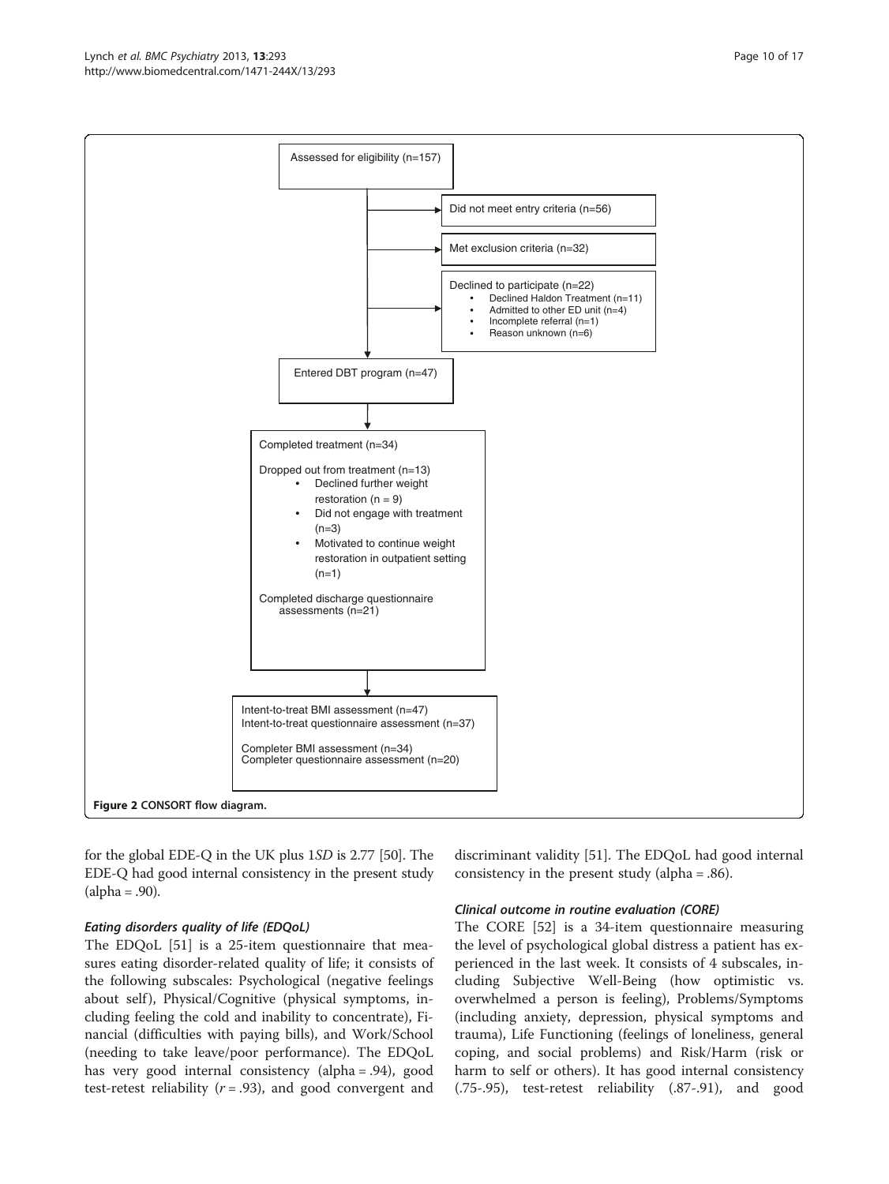Assessed for eligibility (n=157)

Did not meet entry criteria (n=56)

Met exclusion criteria (n=32)

Declined to participate (n=22)
- Declined Haldon Treatment (n=11)
- Admitted to other ED unit (n=4)
- Incomplete referral (n=1)
- Reason unknown (n=6)

Entered DBT program (n=47)

Completed treatment (n=34)

Dropped out from treatment (n=13)
- Declined further weight restoration (n = 9)
- Did not engage with treatment (n=3)
- Motivated to continue weight restoration in outpatient setting (n=1)

Completed discharge questionnaire assessments (n=21)

Intent-to-treat BMI assessment (n=47)
Intent-to-treat questionnaire assessment (n=37)

Completer BMI assessment (n=34)
Completer questionnaire assessment (n=20)

**Figure 2 CONSORT flow diagram.**

for the global EDE-Q in the UK plus 1*SD* is 2.77 [50]. The EDE-Q had good internal consistency in the present study (alpha = .90).

#### *Eating disorders quality of life (EDQoL)*

The EDQoL [51] is a 25-item questionnaire that measures eating disorder-related quality of life; it consists of the following subscales: Psychological (negative feelings about self), Physical/Cognitive (physical symptoms, including feeling the cold and inability to concentrate), Financial (difficulties with paying bills), and Work/School (needing to take leave/poor performance). The EDQoL has very good internal consistency (alpha = .94), good test-retest reliability ($r$ = .93), and good convergent and discriminant validity [51]. The EDQoL had good internal consistency in the present study (alpha = .86).

#### *Clinical outcome in routine evaluation (CORE)*

The CORE [52] is a 34-item questionnaire measuring the level of psychological global distress a patient has experienced in the last week. It consists of 4 subscales, including Subjective Well-Being (how optimistic vs. overwhelmed a person is feeling), Problems/Symptoms (including anxiety, depression, physical symptoms and trauma), Life Functioning (feelings of loneliness, general coping, and social problems) and Risk/Harm (risk or harm to self or others). It has good internal consistency (.75-.95), test-retest reliability (.87-.91), and good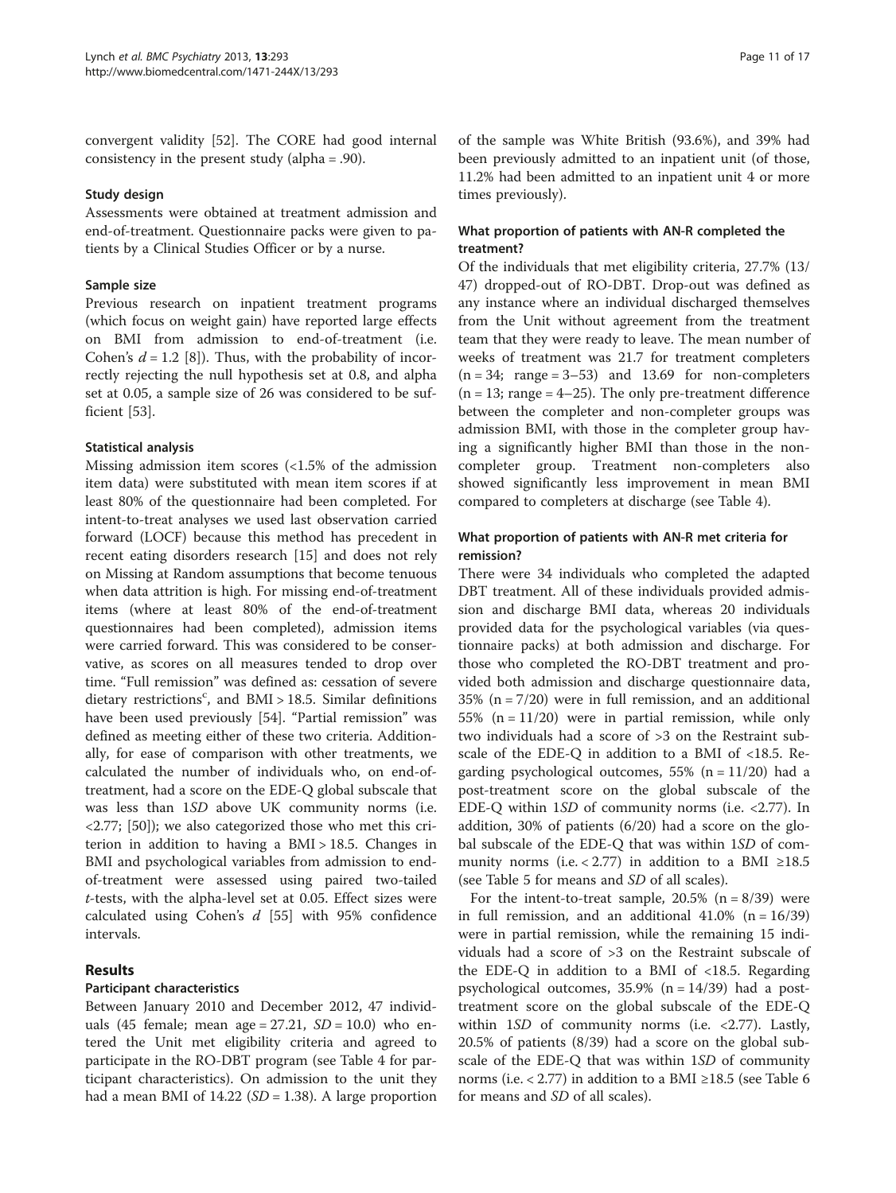convergent validity [52]. The CORE had good internal consistency in the present study (alpha = .90).

### Study design

Assessments were obtained at treatment admission and end-of-treatment. Questionnaire packs were given to patients by a Clinical Studies Officer or by a nurse.

### Sample size

Previous research on inpatient treatment programs (which focus on weight gain) have reported large effects on BMI from admission to end-of-treatment (i.e. Cohen's $d = 1.2$ [8]). Thus, with the probability of incorrectly rejecting the null hypothesis set at 0.8, and alpha set at 0.05, a sample size of 26 was considered to be sufficient [53].

### Statistical analysis

Missing admission item scores (<1.5% of the admission item data) were substituted with mean item scores if at least 80% of the questionnaire had been completed. For intent-to-treat analyses we used last observation carried forward (LOCF) because this method has precedent in recent eating disorders research [15] and does not rely on Missing at Random assumptions that become tenuous when data attrition is high. For missing end-of-treatment items (where at least 80% of the end-of-treatment questionnaires had been completed), admission items were carried forward. This was considered to be conservative, as scores on all measures tended to drop over time. "Full remission" was defined as: cessation of severe dietary restrictions[c], and BMI > 18.5. Similar definitions have been used previously [54]. "Partial remission" was defined as meeting either of these two criteria. Additionally, for ease of comparison with other treatments, we calculated the number of individuals who, on end-of-treatment, had a score on the EDE-Q global subscale that was less than 1*SD* above UK community norms (i.e. <2.77; [50]); we also categorized those who met this criterion in addition to having a BMI > 18.5. Changes in BMI and psychological variables from admission to end-of-treatment were assessed using paired two-tailed *t*-tests, with the alpha-level set at 0.05. Effect sizes were calculated using Cohen's *d* [55] with 95% confidence intervals.

## Results

### Participant characteristics

Between January 2010 and December 2012, 47 individuals (45 female; mean age = 27.21, *SD* = 10.0) who entered the Unit met eligibility criteria and agreed to participate in the RO-DBT program (see Table 4 for participant characteristics). On admission to the unit they had a mean BMI of 14.22 (*SD* = 1.38). A large proportion of the sample was White British (93.6%), and 39% had been previously admitted to an inpatient unit (of those, 11.2% had been admitted to an inpatient unit 4 or more times previously).

### What proportion of patients with AN-R completed the treatment?

Of the individuals that met eligibility criteria, 27.7% (13/47) dropped-out of RO-DBT. Drop-out was defined as any instance where an individual discharged themselves from the Unit without agreement from the treatment team that they were ready to leave. The mean number of weeks of treatment was 21.7 for treatment completers (n = 34; range = 3–53) and 13.69 for non-completers (n = 13; range = 4–25). The only pre-treatment difference between the completer and non-completer groups was admission BMI, with those in the completer group having a significantly higher BMI than those in the non-completer group. Treatment non-completers also showed significantly less improvement in mean BMI compared to completers at discharge (see Table 4).

### What proportion of patients with AN-R met criteria for remission?

There were 34 individuals who completed the adapted DBT treatment. All of these individuals provided admission and discharge BMI data, whereas 20 individuals provided data for the psychological variables (via questionnaire packs) at both admission and discharge. For those who completed the RO-DBT treatment and provided both admission and discharge questionnaire data, 35% (n = 7/20) were in full remission, and an additional 55% (n = 11/20) were in partial remission, while only two individuals had a score of >3 on the Restraint subscale of the EDE-Q in addition to a BMI of <18.5. Regarding psychological outcomes, 55% (n = 11/20) had a post-treatment score on the global subscale of the EDE-Q within 1*SD* of community norms (i.e. <2.77). In addition, 30% of patients (6/20) had a score on the global subscale of the EDE-Q that was within 1*SD* of community norms (i.e. < 2.77) in addition to a BMI ≥18.5 (see Table 5 for means and *SD* of all scales).

For the intent-to-treat sample, 20.5% (n = 8/39) were in full remission, and an additional 41.0% (n = 16/39) were in partial remission, while the remaining 15 individuals had a score of >3 on the Restraint subscale of the EDE-Q in addition to a BMI of <18.5. Regarding psychological outcomes, 35.9% (n = 14/39) had a post-treatment score on the global subscale of the EDE-Q within 1*SD* of community norms (i.e. <2.77). Lastly, 20.5% of patients (8/39) had a score on the global subscale of the EDE-Q that was within 1*SD* of community norms (i.e. < 2.77) in addition to a BMI ≥18.5 (see Table 6 for means and *SD* of all scales).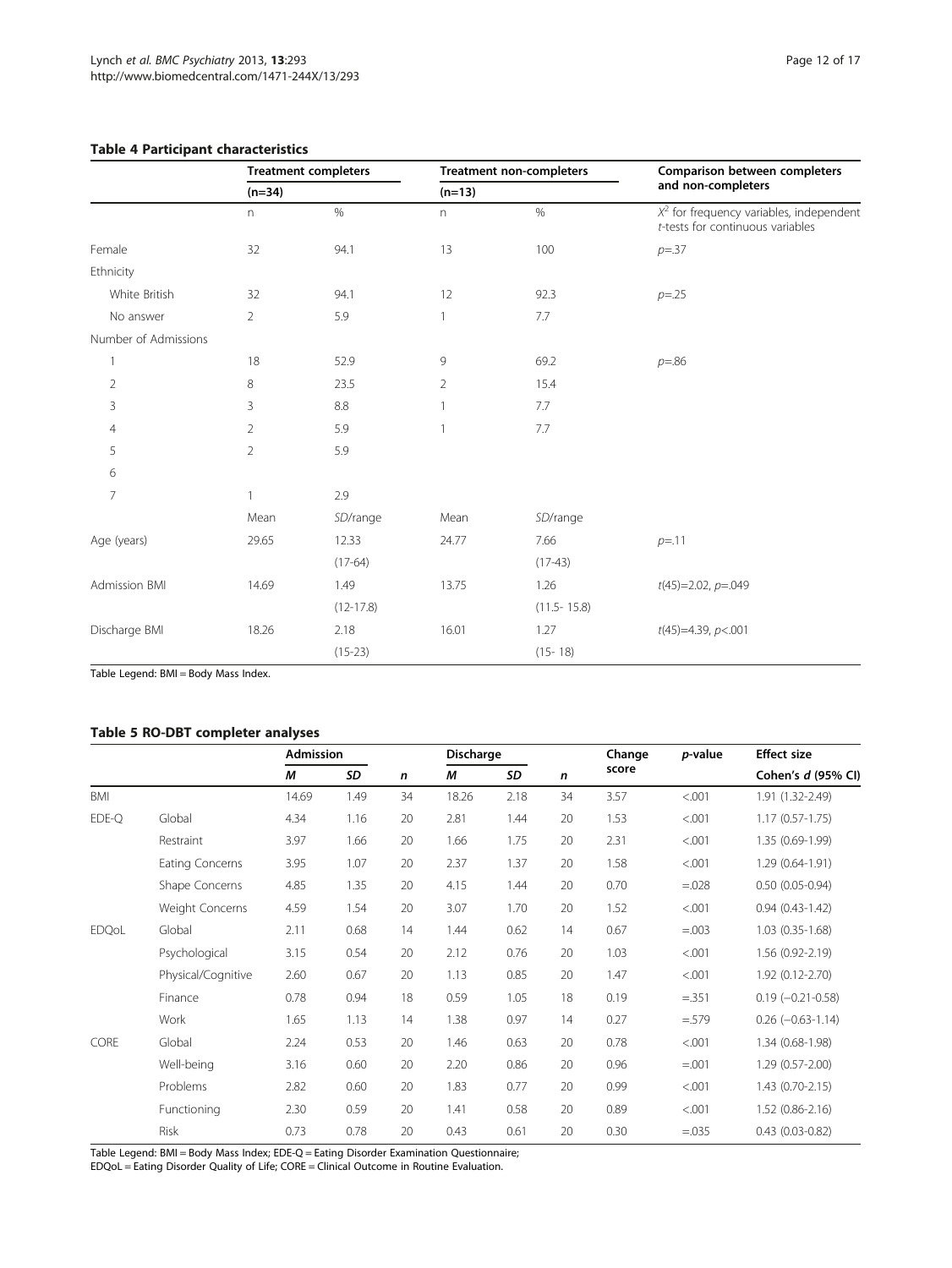**Table 4 Participant characteristics**

| | Treatment completers | | Treatment non-completers | | Comparison between completers and non-completers |
|---|---|---|---|---|---|
| | (n=34) | | (n=13) | | |
| | n | % | n | % | $X^2$ for frequency variables, independent *t*-tests for continuous variables |
| Female | 32 | 94.1 | 13 | 100 | *p*=.37 |
| Ethnicity | | | | | |
| White British | 32 | 94.1 | 12 | 92.3 | *p*=.25 |
| No answer | 2 | 5.9 | 1 | 7.7 | |
| Number of Admissions | | | | | |
| 1 | 18 | 52.9 | 9 | 69.2 | *p*=.86 |
| 2 | 8 | 23.5 | 2 | 15.4 | |
| 3 | 3 | 8.8 | 1 | 7.7 | |
| 4 | 2 | 5.9 | 1 | 7.7 | |
| 5 | 2 | 5.9 | | | |
| 6 | | | | | |
| 7 | 1 | 2.9 | | | |
| | Mean | *SD*/range | Mean | *SD*/range | |
| Age (years) | 29.65 | 12.33 | 24.77 | 7.66 | *p*=.11 |
| | | (17-64) | | (17-43) | |
| Admission BMI | 14.69 | 1.49 | 13.75 | 1.26 | *t*(45)=2.02, *p*=.049 |
| | | (12-17.8) | | (11.5- 15.8) | |
| Discharge BMI | 18.26 | 2.18 | 16.01 | 1.27 | *t*(45)=4.39, *p*<.001 |
| | | (15-23) | | (15- 18) | |

Table Legend: BMI = Body Mass Index.

**Table 5 RO-DBT completer analyses**

| | | Admission | | | Discharge | | | Change score | *p*-value | Effect size |
|---|---|---|---|---|---|---|---|---|---|---|
| | | *M* | *SD* | *n* | *M* | *SD* | *n* | | | Cohen's *d* (95% CI) |
| BMI | | 14.69 | 1.49 | 34 | 18.26 | 2.18 | 34 | 3.57 | <.001 | 1.91 (1.32-2.49) |
| EDE-Q | Global | 4.34 | 1.16 | 20 | 2.81 | 1.44 | 20 | 1.53 | <.001 | 1.17 (0.57-1.75) |
| | Restraint | 3.97 | 1.66 | 20 | 1.66 | 1.75 | 20 | 2.31 | <.001 | 1.35 (0.69-1.99) |
| | Eating Concerns | 3.95 | 1.07 | 20 | 2.37 | 1.37 | 20 | 1.58 | <.001 | 1.29 (0.64-1.91) |
| | Shape Concerns | 4.85 | 1.35 | 20 | 4.15 | 1.44 | 20 | 0.70 | =.028 | 0.50 (0.05-0.94) |
| | Weight Concerns | 4.59 | 1.54 | 20 | 3.07 | 1.70 | 20 | 1.52 | <.001 | 0.94 (0.43-1.42) |
| EDQoL | Global | 2.11 | 0.68 | 14 | 1.44 | 0.62 | 14 | 0.67 | =.003 | 1.03 (0.35-1.68) |
| | Psychological | 3.15 | 0.54 | 20 | 2.12 | 0.76 | 20 | 1.03 | <.001 | 1.56 (0.92-2.19) |
| | Physical/Cognitive | 2.60 | 0.67 | 20 | 1.13 | 0.85 | 20 | 1.47 | <.001 | 1.92 (0.12-2.70) |
| | Finance | 0.78 | 0.94 | 18 | 0.59 | 1.05 | 18 | 0.19 | =.351 | 0.19 (−0.21-0.58) |
| | Work | 1.65 | 1.13 | 14 | 1.38 | 0.97 | 14 | 0.27 | =.579 | 0.26 (−0.63-1.14) |
| CORE | Global | 2.24 | 0.53 | 20 | 1.46 | 0.63 | 20 | 0.78 | <.001 | 1.34 (0.68-1.98) |
| | Well-being | 3.16 | 0.60 | 20 | 2.20 | 0.86 | 20 | 0.96 | =.001 | 1.29 (0.57-2.00) |
| | Problems | 2.82 | 0.60 | 20 | 1.83 | 0.77 | 20 | 0.99 | <.001 | 1.43 (0.70-2.15) |
| | Functioning | 2.30 | 0.59 | 20 | 1.41 | 0.58 | 20 | 0.89 | <.001 | 1.52 (0.86-2.16) |
| | Risk | 0.73 | 0.78 | 20 | 0.43 | 0.61 | 20 | 0.30 | =.035 | 0.43 (0.03-0.82) |

Table Legend: BMI = Body Mass Index; EDE-Q = Eating Disorder Examination Questionnaire; EDQoL = Eating Disorder Quality of Life; CORE = Clinical Outcome in Routine Evaluation.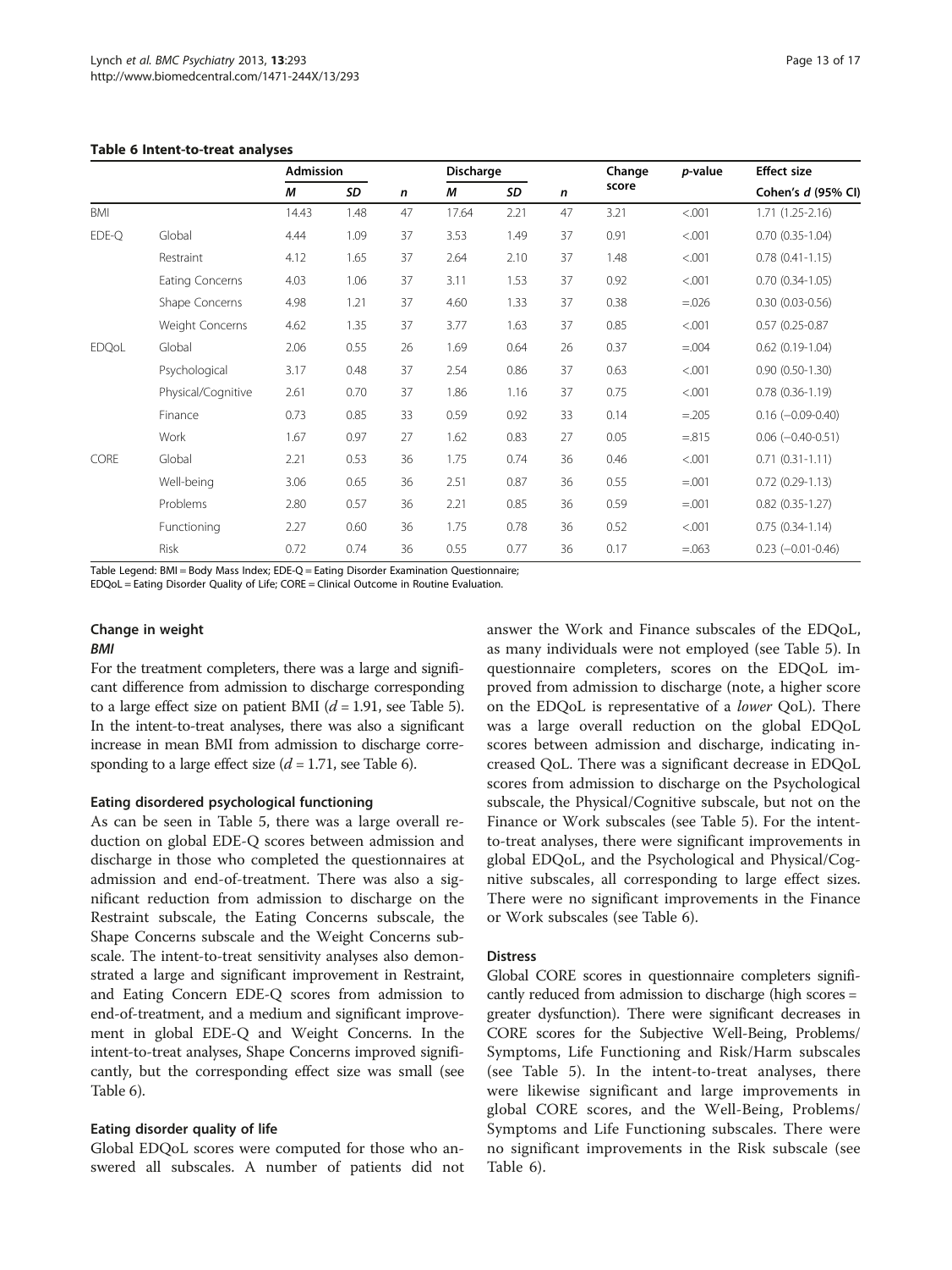**Table 6 Intent-to-treat analyses**

| | | Admission | | | Discharge | | | Change score | *p*-value | Effect size |
|---|---|---|---|---|---|---|---|---|---|---|
| | | *M* | *SD* | *n* | *M* | *SD* | *n* | | | Cohen's *d* (95% CI) |
| BMI | | 14.43 | 1.48 | 47 | 17.64 | 2.21 | 47 | 3.21 | <.001 | 1.71 (1.25-2.16) |
| EDE-Q | Global | 4.44 | 1.09 | 37 | 3.53 | 1.49 | 37 | 0.91 | <.001 | 0.70 (0.35-1.04) |
| | Restraint | 4.12 | 1.65 | 37 | 2.64 | 2.10 | 37 | 1.48 | <.001 | 0.78 (0.41-1.15) |
| | Eating Concerns | 4.03 | 1.06 | 37 | 3.11 | 1.53 | 37 | 0.92 | <.001 | 0.70 (0.34-1.05) |
| | Shape Concerns | 4.98 | 1.21 | 37 | 4.60 | 1.33 | 37 | 0.38 | =.026 | 0.30 (0.03-0.56) |
| | Weight Concerns | 4.62 | 1.35 | 37 | 3.77 | 1.63 | 37 | 0.85 | <.001 | 0.57 (0.25-0.87 |
| EDQoL | Global | 2.06 | 0.55 | 26 | 1.69 | 0.64 | 26 | 0.37 | =.004 | 0.62 (0.19-1.04) |
| | Psychological | 3.17 | 0.48 | 37 | 2.54 | 0.86 | 37 | 0.63 | <.001 | 0.90 (0.50-1.30) |
| | Physical/Cognitive | 2.61 | 0.70 | 37 | 1.86 | 1.16 | 37 | 0.75 | <.001 | 0.78 (0.36-1.19) |
| | Finance | 0.73 | 0.85 | 33 | 0.59 | 0.92 | 33 | 0.14 | =.205 | 0.16 (−0.09-0.40) |
| | Work | 1.67 | 0.97 | 27 | 1.62 | 0.83 | 27 | 0.05 | =.815 | 0.06 (−0.40-0.51) |
| CORE | Global | 2.21 | 0.53 | 36 | 1.75 | 0.74 | 36 | 0.46 | <.001 | 0.71 (0.31-1.11) |
| | Well-being | 3.06 | 0.65 | 36 | 2.51 | 0.87 | 36 | 0.55 | =.001 | 0.72 (0.29-1.13) |
| | Problems | 2.80 | 0.57 | 36 | 2.21 | 0.85 | 36 | 0.59 | =.001 | 0.82 (0.35-1.27) |
| | Functioning | 2.27 | 0.60 | 36 | 1.75 | 0.78 | 36 | 0.52 | <.001 | 0.75 (0.34-1.14) |
| | Risk | 0.72 | 0.74 | 36 | 0.55 | 0.77 | 36 | 0.17 | =.063 | 0.23 (−0.01-0.46) |

Table Legend: BMI = Body Mass Index; EDE-Q = Eating Disorder Examination Questionnaire;
EDQoL = Eating Disorder Quality of Life; CORE = Clinical Outcome in Routine Evaluation.

### Change in weight

#### *BMI*

For the treatment completers, there was a large and significant difference from admission to discharge corresponding to a large effect size on patient BMI ($d = 1.91$, see Table 5). In the intent-to-treat analyses, there was also a significant increase in mean BMI from admission to discharge corresponding to a large effect size ($d = 1.71$, see Table 6).

### Eating disordered psychological functioning

As can be seen in Table 5, there was a large overall reduction on global EDE-Q scores between admission and discharge in those who completed the questionnaires at admission and end-of-treatment. There was also a significant reduction from admission to discharge on the Restraint subscale, the Eating Concerns subscale, the Shape Concerns subscale and the Weight Concerns subscale. The intent-to-treat sensitivity analyses also demonstrated a large and significant improvement in Restraint, and Eating Concern EDE-Q scores from admission to end-of-treatment, and a medium and significant improvement in global EDE-Q and Weight Concerns. In the intent-to-treat analyses, Shape Concerns improved significantly, but the corresponding effect size was small (see Table 6).

### Eating disorder quality of life

Global EDQoL scores were computed for those who answered all subscales. A number of patients did not answer the Work and Finance subscales of the EDQoL, as many individuals were not employed (see Table 5). In questionnaire completers, scores on the EDQoL improved from admission to discharge (note, a higher score on the EDQoL is representative of a *lower* QoL). There was a large overall reduction on the global EDQoL scores between admission and discharge, indicating increased QoL. There was a significant decrease in EDQoL scores from admission to discharge on the Psychological subscale, the Physical/Cognitive subscale, but not on the Finance or Work subscales (see Table 5). For the intent-to-treat analyses, there were significant improvements in global EDQoL, and the Psychological and Physical/Cognitive subscales, all corresponding to large effect sizes. There were no significant improvements in the Finance or Work subscales (see Table 6).

### Distress

Global CORE scores in questionnaire completers significantly reduced from admission to discharge (high scores = greater dysfunction). There were significant decreases in CORE scores for the Subjective Well-Being, Problems/Symptoms, Life Functioning and Risk/Harm subscales (see Table 5). In the intent-to-treat analyses, there were likewise significant and large improvements in global CORE scores, and the Well-Being, Problems/Symptoms and Life Functioning subscales. There were no significant improvements in the Risk subscale (see Table 6).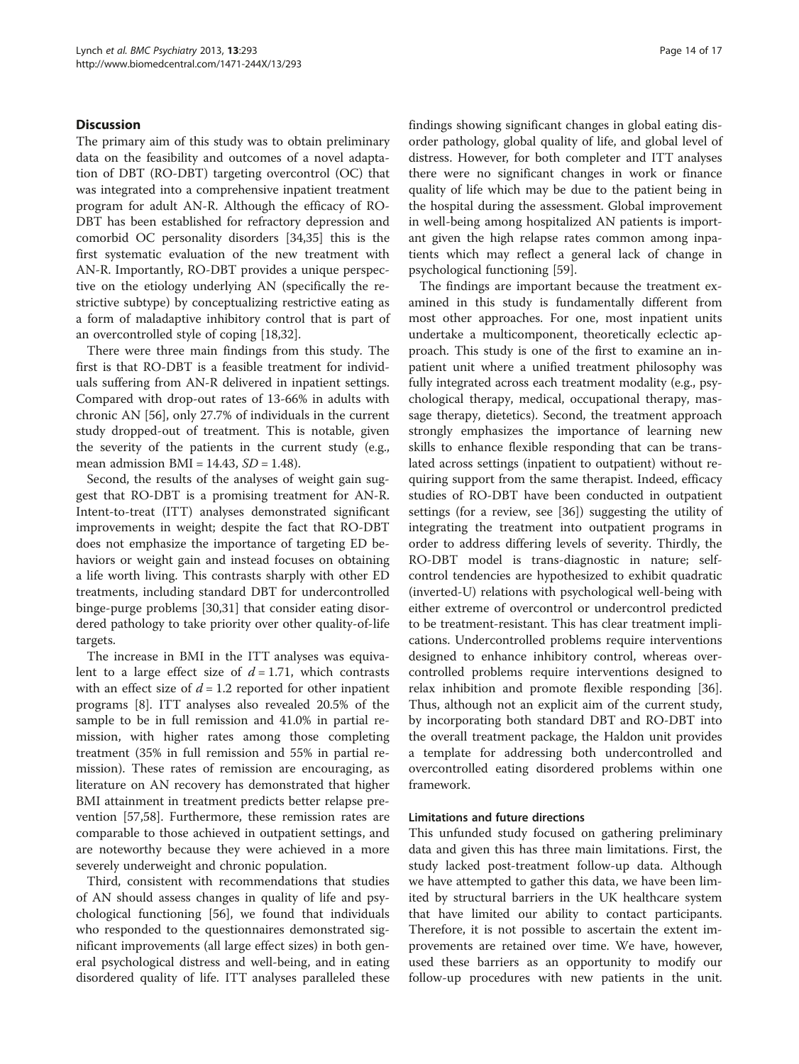## Discussion

The primary aim of this study was to obtain preliminary data on the feasibility and outcomes of a novel adaptation of DBT (RO-DBT) targeting overcontrol (OC) that was integrated into a comprehensive inpatient treatment program for adult AN-R. Although the efficacy of RO-DBT has been established for refractory depression and comorbid OC personality disorders [34,35] this is the first systematic evaluation of the new treatment with AN-R. Importantly, RO-DBT provides a unique perspective on the etiology underlying AN (specifically the restrictive subtype) by conceptualizing restrictive eating as a form of maladaptive inhibitory control that is part of an overcontrolled style of coping [18,32].

There were three main findings from this study. The first is that RO-DBT is a feasible treatment for individuals suffering from AN-R delivered in inpatient settings. Compared with drop-out rates of 13-66% in adults with chronic AN [56], only 27.7% of individuals in the current study dropped-out of treatment. This is notable, given the severity of the patients in the current study (e.g., mean admission BMI = 14.43, *SD* = 1.48).

Second, the results of the analyses of weight gain suggest that RO-DBT is a promising treatment for AN-R. Intent-to-treat (ITT) analyses demonstrated significant improvements in weight; despite the fact that RO-DBT does not emphasize the importance of targeting ED behaviors or weight gain and instead focuses on obtaining a life worth living. This contrasts sharply with other ED treatments, including standard DBT for undercontrolled binge-purge problems [30,31] that consider eating disordered pathology to take priority over other quality-of-life targets.

The increase in BMI in the ITT analyses was equivalent to a large effect size of $d = 1.71$, which contrasts with an effect size of $d = 1.2$ reported for other inpatient programs [8]. ITT analyses also revealed 20.5% of the sample to be in full remission and 41.0% in partial remission, with higher rates among those completing treatment (35% in full remission and 55% in partial remission). These rates of remission are encouraging, as literature on AN recovery has demonstrated that higher BMI attainment in treatment predicts better relapse prevention [57,58]. Furthermore, these remission rates are comparable to those achieved in outpatient settings, and are noteworthy because they were achieved in a more severely underweight and chronic population.

Third, consistent with recommendations that studies of AN should assess changes in quality of life and psychological functioning [56], we found that individuals who responded to the questionnaires demonstrated significant improvements (all large effect sizes) in both general psychological distress and well-being, and in eating disordered quality of life. ITT analyses paralleled these findings showing significant changes in global eating disorder pathology, global quality of life, and global level of distress. However, for both completer and ITT analyses there were no significant changes in work or finance quality of life which may be due to the patient being in the hospital during the assessment. Global improvement in well-being among hospitalized AN patients is important given the high relapse rates common among inpatients which may reflect a general lack of change in psychological functioning [59].

The findings are important because the treatment examined in this study is fundamentally different from most other approaches. For one, most inpatient units undertake a multicomponent, theoretically eclectic approach. This study is one of the first to examine an inpatient unit where a unified treatment philosophy was fully integrated across each treatment modality (e.g., psychological therapy, medical, occupational therapy, massage therapy, dietetics). Second, the treatment approach strongly emphasizes the importance of learning new skills to enhance flexible responding that can be translated across settings (inpatient to outpatient) without requiring support from the same therapist. Indeed, efficacy studies of RO-DBT have been conducted in outpatient settings (for a review, see [36]) suggesting the utility of integrating the treatment into outpatient programs in order to address differing levels of severity. Thirdly, the RO-DBT model is trans-diagnostic in nature; self-control tendencies are hypothesized to exhibit quadratic (inverted-U) relations with psychological well-being with either extreme of overcontrol or undercontrol predicted to be treatment-resistant. This has clear treatment implications. Undercontrolled problems require interventions designed to enhance inhibitory control, whereas overcontrolled problems require interventions designed to relax inhibition and promote flexible responding [36]. Thus, although not an explicit aim of the current study, by incorporating both standard DBT and RO-DBT into the overall treatment package, the Haldon unit provides a template for addressing both undercontrolled and overcontrolled eating disordered problems within one framework.

### Limitations and future directions

This unfunded study focused on gathering preliminary data and given this has three main limitations. First, the study lacked post-treatment follow-up data. Although we have attempted to gather this data, we have been limited by structural barriers in the UK healthcare system that have limited our ability to contact participants. Therefore, it is not possible to ascertain the extent improvements are retained over time. We have, however, used these barriers as an opportunity to modify our follow-up procedures with new patients in the unit.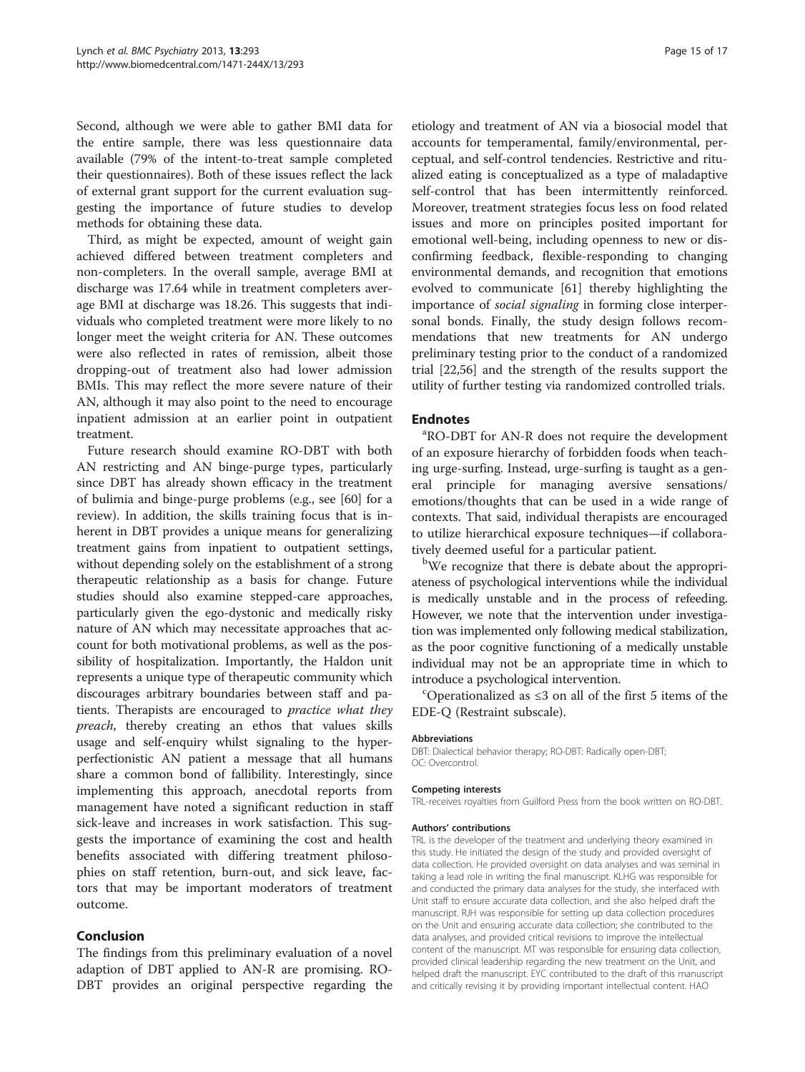Second, although we were able to gather BMI data for the entire sample, there was less questionnaire data available (79% of the intent-to-treat sample completed their questionnaires). Both of these issues reflect the lack of external grant support for the current evaluation suggesting the importance of future studies to develop methods for obtaining these data.

Third, as might be expected, amount of weight gain achieved differed between treatment completers and non-completers. In the overall sample, average BMI at discharge was 17.64 while in treatment completers average BMI at discharge was 18.26. This suggests that individuals who completed treatment were more likely to no longer meet the weight criteria for AN. These outcomes were also reflected in rates of remission, albeit those dropping-out of treatment also had lower admission BMIs. This may reflect the more severe nature of their AN, although it may also point to the need to encourage inpatient admission at an earlier point in outpatient treatment.

Future research should examine RO-DBT with both AN restricting and AN binge-purge types, particularly since DBT has already shown efficacy in the treatment of bulimia and binge-purge problems (e.g., see [60] for a review). In addition, the skills training focus that is inherent in DBT provides a unique means for generalizing treatment gains from inpatient to outpatient settings, without depending solely on the establishment of a strong therapeutic relationship as a basis for change. Future studies should also examine stepped-care approaches, particularly given the ego-dystonic and medically risky nature of AN which may necessitate approaches that account for both motivational problems, as well as the possibility of hospitalization. Importantly, the Haldon unit represents a unique type of therapeutic community which discourages arbitrary boundaries between staff and patients. Therapists are encouraged to *practice what they preach*, thereby creating an ethos that values skills usage and self-enquiry whilst signaling to the hyper-perfectionistic AN patient a message that all humans share a common bond of fallibility. Interestingly, since implementing this approach, anecdotal reports from management have noted a significant reduction in staff sick-leave and increases in work satisfaction. This suggests the importance of examining the cost and health benefits associated with differing treatment philosophies on staff retention, burn-out, and sick leave, factors that may be important moderators of treatment outcome.

## Conclusion

The findings from this preliminary evaluation of a novel adaption of DBT applied to AN-R are promising. RO-DBT provides an original perspective regarding the etiology and treatment of AN via a biosocial model that accounts for temperamental, family/environmental, perceptual, and self-control tendencies. Restrictive and ritualized eating is conceptualized as a type of maladaptive self-control that has been intermittently reinforced. Moreover, treatment strategies focus less on food related issues and more on principles posited important for emotional well-being, including openness to new or disconfirming feedback, flexible-responding to changing environmental demands, and recognition that emotions evolved to communicate [61] thereby highlighting the importance of *social signaling* in forming close interpersonal bonds. Finally, the study design follows recommendations that new treatments for AN undergo preliminary testing prior to the conduct of a randomized trial [22,56] and the strength of the results support the utility of further testing via randomized controlled trials.

## Endnotes

[a]RO-DBT for AN-R does not require the development of an exposure hierarchy of forbidden foods when teaching urge-surfing. Instead, urge-surfing is taught as a general principle for managing aversive sensations/emotions/thoughts that can be used in a wide range of contexts. That said, individual therapists are encouraged to utilize hierarchical exposure techniques—if collaboratively deemed useful for a particular patient.

[b]We recognize that there is debate about the appropriateness of psychological interventions while the individual is medically unstable and in the process of refeeding. However, we note that the intervention under investigation was implemented only following medical stabilization, as the poor cognitive functioning of a medically unstable individual may not be an appropriate time in which to introduce a psychological intervention.

[c]Operationalized as ≤3 on all of the first 5 items of the EDE-Q (Restraint subscale).

#### Abbreviations

DBT: Dialectical behavior therapy; RO-DBT: Radically open-DBT; OC: Overcontrol.

#### Competing interests

TRL-receives royalties from Guilford Press from the book written on RO-DBT.

#### Authors' contributions

TRL is the developer of the treatment and underlying theory examined in this study. He initiated the design of the study and provided oversight of data collection. He provided oversight on data analyses and was seminal in taking a lead role in writing the final manuscript. KLHG was responsible for and conducted the primary data analyses for the study, she interfaced with Unit staff to ensure accurate data collection, and she also helped draft the manuscript. RJH was responsible for setting up data collection procedures on the Unit and ensuring accurate data collection; she contributed to the data analyses, and provided critical revisions to improve the intellectual content of the manuscript. MT was responsible for ensuring data collection, provided clinical leadership regarding the new treatment on the Unit, and helped draft the manuscript. EYC contributed to the draft of this manuscript and critically revising it by providing important intellectual content. HAO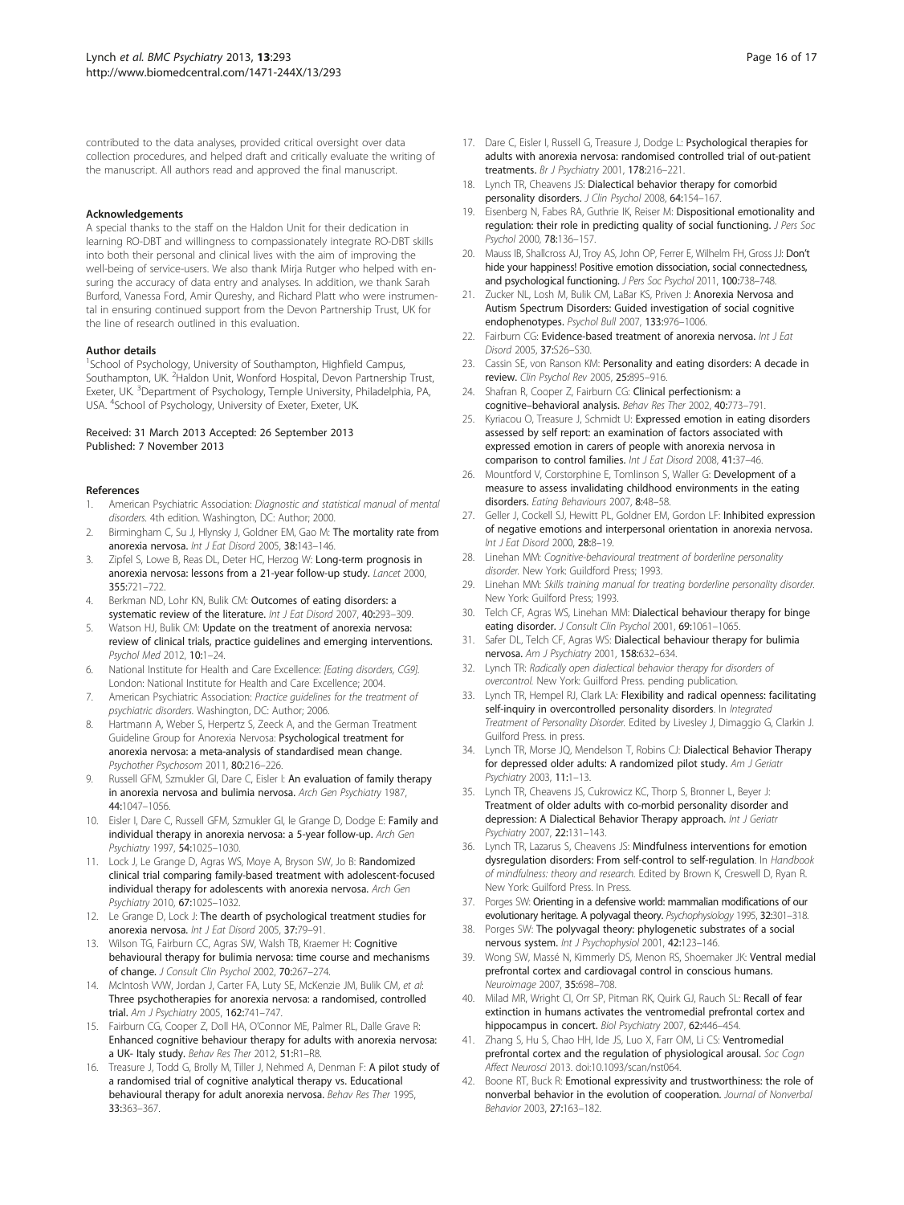contributed to the data analyses, provided critical oversight over data collection procedures, and helped draft and critically evaluate the writing of the manuscript. All authors read and approved the final manuscript.

#### Acknowledgements

A special thanks to the staff on the Haldon Unit for their dedication in learning RO-DBT and willingness to compassionately integrate RO-DBT skills into both their personal and clinical lives with the aim of improving the well-being of service-users. We also thank Mirja Rutger who helped with ensuring the accuracy of data entry and analyses. In addition, we thank Sarah Burford, Vanessa Ford, Amir Qureshy, and Richard Platt who were instrumental in ensuring continued support from the Devon Partnership Trust, UK for the line of research outlined in this evaluation.

#### Author details

[1]School of Psychology, University of Southampton, Highfield Campus, Southampton, UK. [2]Haldon Unit, Wonford Hospital, Devon Partnership Trust, Exeter, UK. [3]Department of Psychology, Temple University, Philadelphia, PA, USA. [4]School of Psychology, University of Exeter, Exeter, UK.

Received: 31 March 2013 Accepted: 26 September 2013
Published: 7 November 2013

#### References

1. American Psychiatric Association: *Diagnostic and statistical manual of mental disorders.* 4th edition. Washington, DC: Author; 2000.
2. Birmingham C, Su J, Hlynsky J, Goldner EM, Gao M: **The mortality rate from anorexia nervosa.** *Int J Eat Disord* 2005, **38:**143–146.
3. Zipfel S, Lowe B, Reas DL, Deter HC, Herzog W: **Long-term prognosis in anorexia nervosa: lessons from a 21-year follow-up study.** *Lancet* 2000, **355:**721–722.
4. Berkman ND, Lohr KN, Bulik CM: **Outcomes of eating disorders: a systematic review of the literature.** *Int J Eat Disord* 2007, **40:**293–309.
5. Watson HJ, Bulik CM: **Update on the treatment of anorexia nervosa: review of clinical trials, practice guidelines and emerging interventions.** *Psychol Med* 2012, **10:**1–24.
6. National Institute for Health and Care Excellence: *[Eating disorders, CG9].* London: National Institute for Health and Care Excellence; 2004.
7. American Psychiatric Association: *Practice guidelines for the treatment of psychiatric disorders.* Washington, DC: Author; 2006.
8. Hartmann A, Weber S, Herpertz S, Zeeck A, and the German Treatment Guideline Group for Anorexia Nervosa: **Psychological treatment for anorexia nervosa: a meta-analysis of standardised mean change.** *Psychother Psychosom* 2011, **80:**216–226.
9. Russell GFM, Szmukler GI, Dare C, Eisler I: **An evaluation of family therapy in anorexia nervosa and bulimia nervosa.** *Arch Gen Psychiatry* 1987, **44:**1047–1056.
10. Eisler I, Dare C, Russell GFM, Szmukler GI, le Grange D, Dodge E: **Family and individual therapy in anorexia nervosa: a 5-year follow-up.** *Arch Gen Psychiatry* 1997, **54:**1025–1030.
11. Lock J, Le Grange D, Agras WS, Moye A, Bryson SW, Jo B: **Randomized clinical trial comparing family-based treatment with adolescent-focused individual therapy for adolescents with anorexia nervosa.** *Arch Gen Psychiatry* 2010, **67:**1025–1032.
12. Le Grange D, Lock J: **The dearth of psychological treatment studies for anorexia nervosa.** *Int J Eat Disord* 2005, **37:**79–91.
13. Wilson TG, Fairburn CC, Agras SW, Walsh TB, Kraemer H: **Cognitive behavioural therapy for bulimia nervosa: time course and mechanisms of change.** *J Consult Clin Psychol* 2002, **70:**267–274.
14. McIntosh VVW, Jordan J, Carter FA, Luty SE, McKenzie JM, Bulik CM, *et al*: **Three psychotherapies for anorexia nervosa: a randomised, controlled trial.** *Am J Psychiatry* 2005, **162:**741–747.
15. Fairburn CG, Cooper Z, Doll HA, O'Connor ME, Palmer RL, Dalle Grave R: **Enhanced cognitive behaviour therapy for adults with anorexia nervosa: a UK- Italy study.** *Behav Res Ther* 2012, **51:**R1–R8.
16. Treasure J, Todd G, Brolly M, Tiller J, Nehmed A, Denman F: **A pilot study of a randomised trial of cognitive analytical therapy vs. Educational behavioural therapy for adult anorexia nervosa.** *Behav Res Ther* 1995, **33:**363–367.
17. Dare C, Eisler I, Russell G, Treasure J, Dodge L: **Psychological therapies for adults with anorexia nervosa: randomised controlled trial of out-patient treatments.** *Br J Psychiatry* 2001, **178:**216–221.
18. Lynch TR, Cheavens JS: **Dialectical behavior therapy for comorbid personality disorders.** *J Clin Psychol* 2008, **64:**154–167.
19. Eisenberg N, Fabes RA, Guthrie IK, Reiser M: **Dispositional emotionality and regulation: their role in predicting quality of social functioning.** *J Pers Soc Psychol* 2000, **78:**136–157.
20. Mauss IB, Shallcross AJ, Troy AS, John OP, Ferrer E, Wilhelm FH, Gross JJ: **Don't hide your happiness! Positive emotion dissociation, social connectedness, and psychological functioning.** *J Pers Soc Psychol* 2011, **100:**738–748.
21. Zucker NL, Losh M, Bulik CM, LaBar KS, Priven J: **Anorexia Nervosa and Autism Spectrum Disorders: Guided investigation of social cognitive endophenotypes.** *Psychol Bull* 2007, **133:**976–1006.
22. Fairburn CG: **Evidence-based treatment of anorexia nervosa.** *Int J Eat Disord* 2005, **37:**S26–S30.
23. Cassin SE, von Ranson KM: **Personality and eating disorders: A decade in review.** *Clin Psychol Rev* 2005, **25:**895–916.
24. Shafran R, Cooper Z, Fairburn CG: **Clinical perfectionism: a cognitive–behavioral analysis.** *Behav Res Ther* 2002, **40:**773–791.
25. Kyriacou O, Treasure J, Schmidt U: **Expressed emotion in eating disorders assessed by self report: an examination of factors associated with expressed emotion in carers of people with anorexia nervosa in comparison to control families.** *Int J Eat Disord* 2008, **41:**37–46.
26. Mountford V, Corstorphine E, Tomlinson S, Waller G: **Development of a measure to assess invalidating childhood environments in the eating disorders.** *Eating Behaviours* 2007, **8:**48–58.
27. Geller J, Cockell SJ, Hewitt PL, Goldner EM, Gordon LF: **Inhibited expression of negative emotions and interpersonal orientation in anorexia nervosa.** *Int J Eat Disord* 2000, **28:**8–19.
28. Linehan MM: *Cognitive-behavioural treatment of borderline personality disorder.* New York: Guildford Press; 1993.
29. Linehan MM: *Skills training manual for treating borderline personality disorder.* New York: Guilford Press; 1993.
30. Telch CF, Agras WS, Linehan MM: **Dialectical behaviour therapy for binge eating disorder.** *J Consult Clin Psychol* 2001, **69:**1061–1065.
31. Safer DL, Telch CF, Agras WS: **Dialectical behaviour therapy for bulimia nervosa.** *Am J Psychiatry* 2001, **158:**632–634.
32. Lynch TR: *Radically open dialectical behavior therapy for disorders of overcontrol.* New York: Guilford Press. pending publication.
33. Lynch TR, Hempel RJ, Clark LA: **Flexibility and radical openness: facilitating self-inquiry in overcontrolled personality disorders**. In *Integrated Treatment of Personality Disorder*. Edited by Livesley J, Dimaggio G, Clarkin J. Guilford Press. in press.
34. Lynch TR, Morse JQ, Mendelson T, Robins CJ: **Dialectical Behavior Therapy for depressed older adults: A randomized pilot study.** *Am J Geriatr Psychiatry* 2003, **11:**1–13.
35. Lynch TR, Cheavens JS, Cukrowicz KC, Thorp S, Bronner L, Beyer J: **Treatment of older adults with co-morbid personality disorder and depression: A Dialectical Behavior Therapy approach.** *Int J Geriatr Psychiatry* 2007, **22:**131–143.
36. Lynch TR, Lazarus S, Cheavens JS: **Mindfulness interventions for emotion dysregulation disorders: From self-control to self-regulation**. In *Handbook of mindfulness: theory and research*. Edited by Brown K, Creswell D, Ryan R. New York: Guilford Press. In Press.
37. Porges SW: **Orienting in a defensive world: mammalian modifications of our evolutionary heritage. A polyvagal theory.** *Psychophysiology* 1995, **32:**301–318.
38. Porges SW: **The polyvagal theory: phylogenetic substrates of a social nervous system.** *Int J Psychophysiol* 2001, **42:**123–146.
39. Wong SW, Massé N, Kimmerly DS, Menon RS, Shoemaker JK: **Ventral medial prefrontal cortex and cardiovagal control in conscious humans.** *Neuroimage* 2007, **35:**698–708.
40. Milad MR, Wright CI, Orr SP, Pitman RK, Quirk GJ, Rauch SL: **Recall of fear extinction in humans activates the ventromedial prefrontal cortex and hippocampus in concert.** *Biol Psychiatry* 2007, **62:**446–454.
41. Zhang S, Hu S, Chao HH, Ide JS, Luo X, Farr OM, Li CS: **Ventromedial prefrontal cortex and the regulation of physiological arousal.** *Soc Cogn Affect Neurosci* 2013. doi:10.1093/scan/nst064.
42. Boone RT, Buck R: **Emotional expressivity and trustworthiness: the role of nonverbal behavior in the evolution of cooperation.** *Journal of Nonverbal Behavior* 2003, **27:**163–182.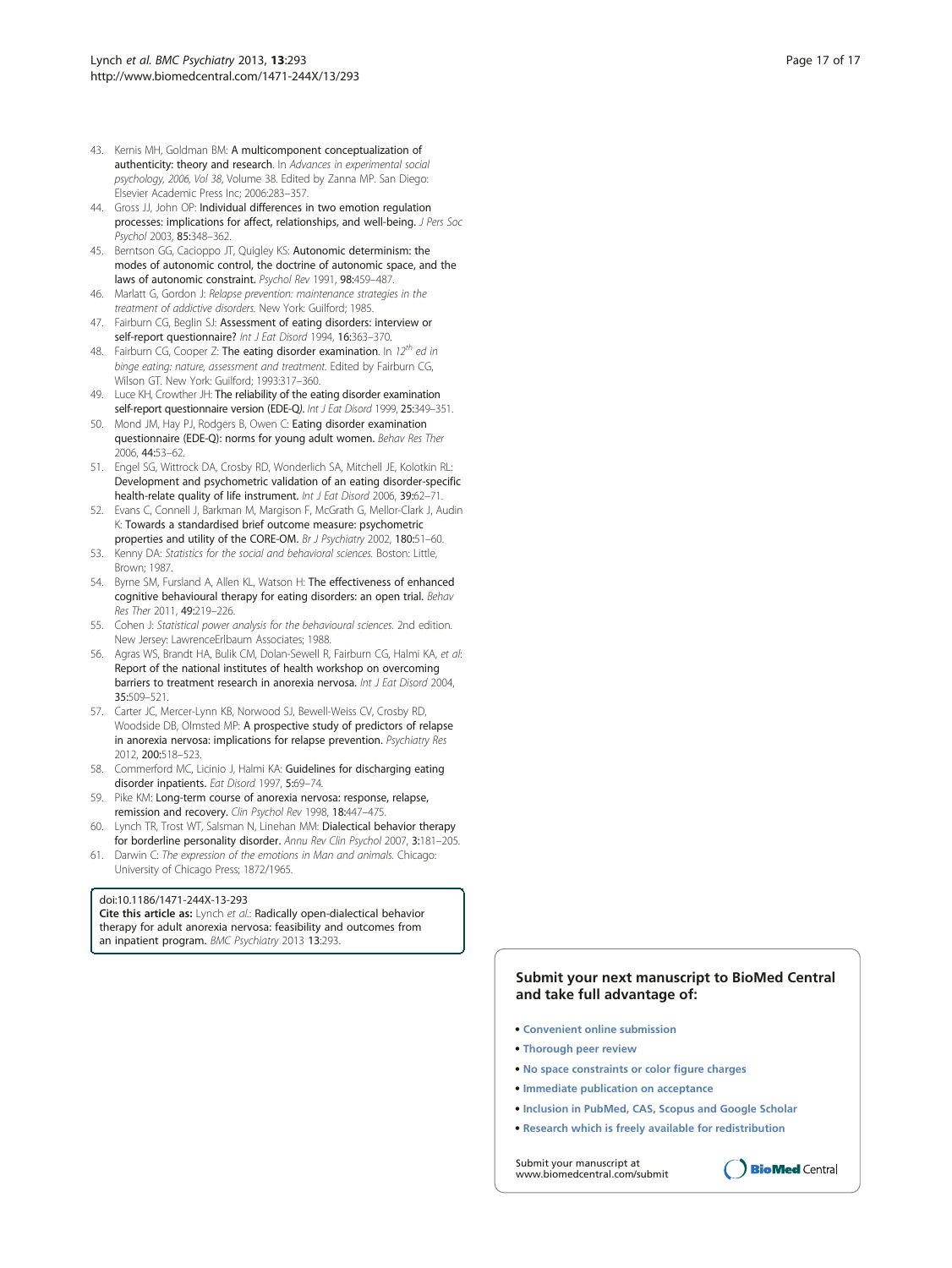43. Kernis MH, Goldman BM: **A multicomponent conceptualization of authenticity: theory and research**. In *Advances in experimental social psychology, 2006, Vol 38*, Volume 38. Edited by Zanna MP. San Diego: Elsevier Academic Press Inc; 2006:283–357.
44. Gross JJ, John OP: **Individual differences in two emotion regulation processes: implications for affect, relationships, and well-being.** *J Pers Soc Psychol* 2003, **85:**348–362.
45. Berntson GG, Cacioppo JT, Quigley KS: **Autonomic determinism: the modes of autonomic control, the doctrine of autonomic space, and the laws of autonomic constraint.** *Psychol Rev* 1991, **98:**459–487.
46. Marlatt G, Gordon J: *Relapse prevention: maintenance strategies in the treatment of addictive disorders.* New York: Guilford; 1985.
47. Fairburn CG, Beglin SJ: **Assessment of eating disorders: interview or self-report questionnaire?** *Int J Eat Disord* 1994, **16:**363–370.
48. Fairburn CG, Cooper Z: **The eating disorder examination**. In *12th ed in binge eating: nature, assessment and treatment.* Edited by Fairburn CG, Wilson GT. New York: Guilford; 1993:317–360.
49. Luce KH, Crowther JH: **The reliability of the eating disorder examination self-report questionnaire version (EDE-Q)**. *Int J Eat Disord* 1999, **25:**349–351.
50. Mond JM, Hay PJ, Rodgers B, Owen C: **Eating disorder examination questionnaire (EDE-Q): norms for young adult women.** *Behav Res Ther* 2006, **44:**53–62.
51. Engel SG, Wittrock DA, Crosby RD, Wonderlich SA, Mitchell JE, Kolotkin RL: **Development and psychometric validation of an eating disorder-specific health-relate quality of life instrument.** *Int J Eat Disord* 2006, **39:**62–71.
52. Evans C, Connell J, Barkman M, Margison F, McGrath G, Mellor-Clark J, Audin K: **Towards a standardised brief outcome measure: psychometric properties and utility of the CORE-OM.** *Br J Psychiatry* 2002, **180:**51–60.
53. Kenny DA: *Statistics for the social and behavioral sciences.* Boston: Little, Brown; 1987.
54. Byrne SM, Fursland A, Allen KL, Watson H: **The effectiveness of enhanced cognitive behavioural therapy for eating disorders: an open trial.** *Behav Res Ther* 2011, **49:**219–226.
55. Cohen J: *Statistical power analysis for the behavioural sciences.* 2nd edition. New Jersey: LawrenceErlbaum Associates; 1988.
56. Agras WS, Brandt HA, Bulik CM, Dolan-Sewell R, Fairburn CG, Halmi KA, *et al*: **Report of the national institutes of health workshop on overcoming barriers to treatment research in anorexia nervosa.** *Int J Eat Disord* 2004, **35:**509–521.
57. Carter JC, Mercer-Lynn KB, Norwood SJ, Bewell-Weiss CV, Crosby RD, Woodside DB, Olmsted MP: **A prospective study of predictors of relapse in anorexia nervosa: implications for relapse prevention.** *Psychiatry Res* 2012, **200:**518–523.
58. Commerford MC, Licinio J, Halmi KA: **Guidelines for discharging eating disorder inpatients.** *Eat Disord* 1997, **5:**69–74.
59. Pike KM: **Long-term course of anorexia nervosa: response, relapse, remission and recovery.** *Clin Psychol Rev* 1998, **18:**447–475.
60. Lynch TR, Trost WT, Salsman N, Linehan MM: **Dialectical behavior therapy for borderline personality disorder.** *Annu Rev Clin Psychol* 2007, **3:**181–205.
61. Darwin C: *The expression of the emotions in Man and animals.* Chicago: University of Chicago Press; 1872/1965.

doi:10.1186/1471-244X-13-293
**Cite this article as:** Lynch *et al.*: Radically open-dialectical behavior therapy for adult anorexia nervosa: feasibility and outcomes from an inpatient program. *BMC Psychiatry* 2013 **13**:293.

**Submit your next manuscript to BioMed Central and take full advantage of:**

- **Convenient online submission**
- **Thorough peer review**
- **No space constraints or color figure charges**
- **Immediate publication on acceptance**
- **Inclusion in PubMed, CAS, Scopus and Google Scholar**
- **Research which is freely available for redistribution**

Submit your manuscript at www.biomedcentral.com/submit

BioMed Central